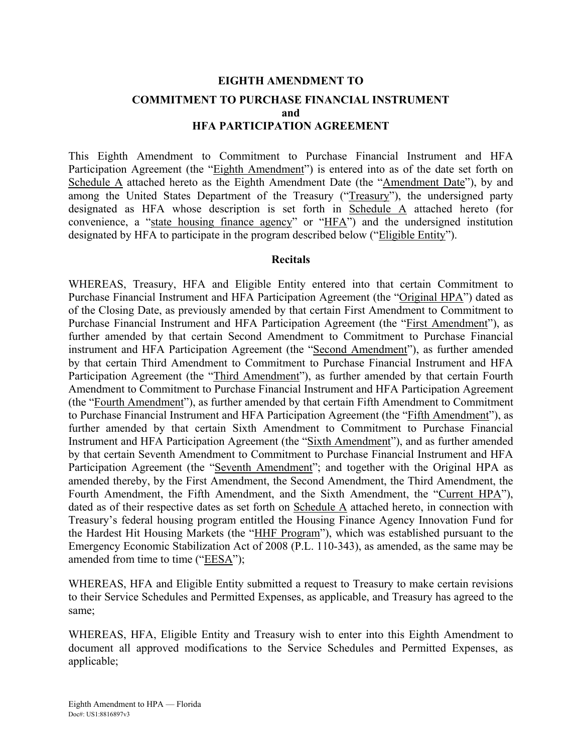# EIGHTH AMENDMENT TO
# COMMITMENT TO PURCHASE FINANCIAL INSTRUMENT
# and
# HFA PARTICIPATION AGREEMENT

This Eighth Amendment to Commitment to Purchase Financial Instrument and HFA Participation Agreement (the "Eighth Amendment") is entered into as of the date set forth on Schedule A attached hereto as the Eighth Amendment Date (the "Amendment Date"), by and among the United States Department of the Treasury ("Treasury"), the undersigned party designated as HFA whose description is set forth in Schedule A attached hereto (for convenience, a "state housing finance agency" or "HFA") and the undersigned institution designated by HFA to participate in the program described below ("Eligible Entity").

## Recitals

WHEREAS, Treasury, HFA and Eligible Entity entered into that certain Commitment to Purchase Financial Instrument and HFA Participation Agreement (the "Original HPA") dated as of the Closing Date, as previously amended by that certain First Amendment to Commitment to Purchase Financial Instrument and HFA Participation Agreement (the "First Amendment"), as further amended by that certain Second Amendment to Commitment to Purchase Financial instrument and HFA Participation Agreement (the "Second Amendment"), as further amended by that certain Third Amendment to Commitment to Purchase Financial Instrument and HFA Participation Agreement (the "Third Amendment"), as further amended by that certain Fourth Amendment to Commitment to Purchase Financial Instrument and HFA Participation Agreement (the "Fourth Amendment"), as further amended by that certain Fifth Amendment to Commitment to Purchase Financial Instrument and HFA Participation Agreement (the "Fifth Amendment"), as further amended by that certain Sixth Amendment to Commitment to Purchase Financial Instrument and HFA Participation Agreement (the "Sixth Amendment"), and as further amended by that certain Seventh Amendment to Commitment to Purchase Financial Instrument and HFA Participation Agreement (the "Seventh Amendment"; and together with the Original HPA as amended thereby, by the First Amendment, the Second Amendment, the Third Amendment, the Fourth Amendment, the Fifth Amendment, and the Sixth Amendment, the "Current HPA"), dated as of their respective dates as set forth on Schedule A attached hereto, in connection with Treasury's federal housing program entitled the Housing Finance Agency Innovation Fund for the Hardest Hit Housing Markets (the "HHF Program"), which was established pursuant to the Emergency Economic Stabilization Act of 2008 (P.L. 110-343), as amended, as the same may be amended from time to time ("EESA");

WHEREAS, HFA and Eligible Entity submitted a request to Treasury to make certain revisions to their Service Schedules and Permitted Expenses, as applicable, and Treasury has agreed to the same;

WHEREAS, HFA, Eligible Entity and Treasury wish to enter into this Eighth Amendment to document all approved modifications to the Service Schedules and Permitted Expenses, as applicable;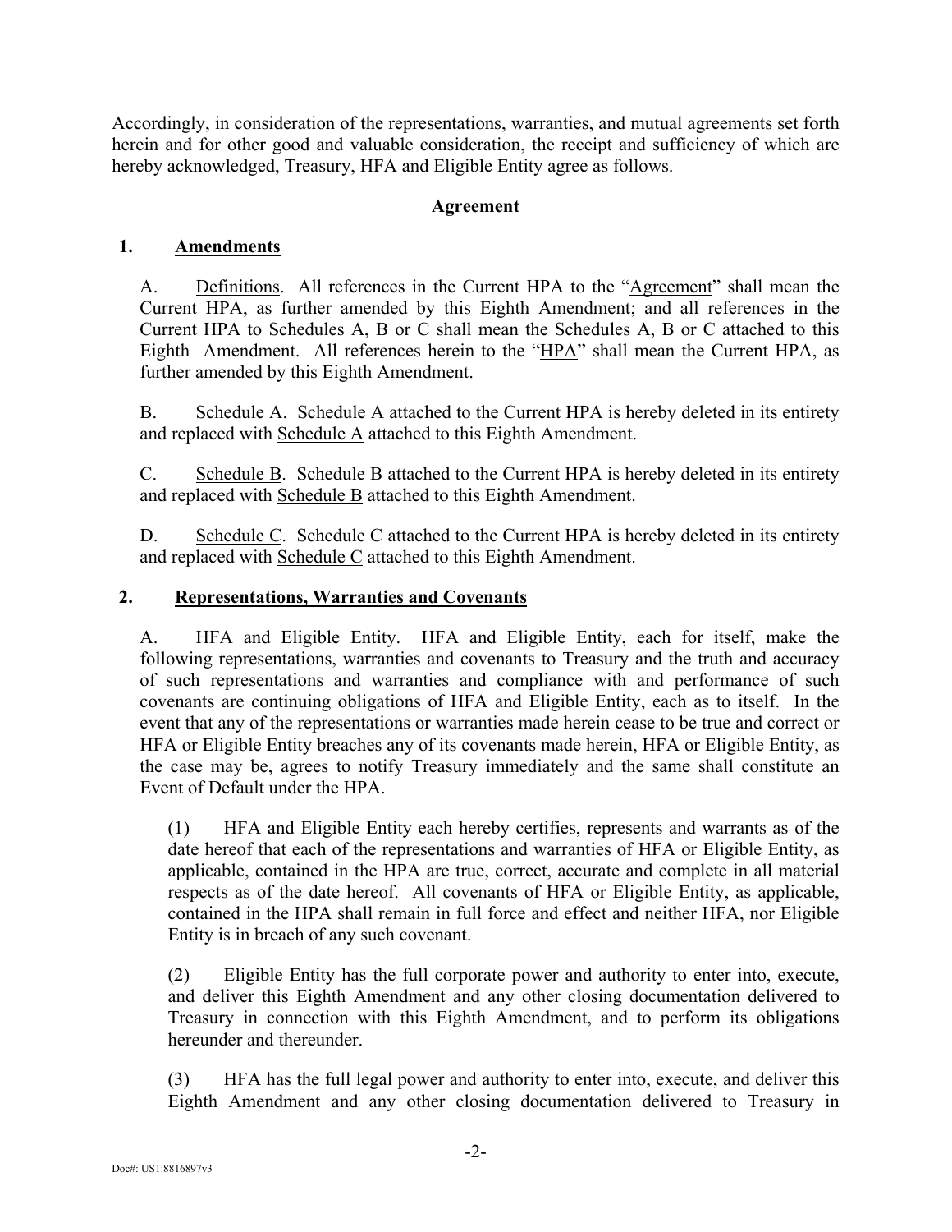Accordingly, in consideration of the representations, warranties, and mutual agreements set forth herein and for other good and valuable consideration, the receipt and sufficiency of which are hereby acknowledged, Treasury, HFA and Eligible Entity agree as follows.

**Agreement**

**1. Amendments**

A. Definitions. All references in the Current HPA to the "Agreement" shall mean the Current HPA, as further amended by this Eighth Amendment; and all references in the Current HPA to Schedules A, B or C shall mean the Schedules A, B or C attached to this Eighth Amendment. All references herein to the "HPA" shall mean the Current HPA, as further amended by this Eighth Amendment.

B. Schedule A. Schedule A attached to the Current HPA is hereby deleted in its entirety and replaced with Schedule A attached to this Eighth Amendment.

C. Schedule B. Schedule B attached to the Current HPA is hereby deleted in its entirety and replaced with Schedule B attached to this Eighth Amendment.

D. Schedule C. Schedule C attached to the Current HPA is hereby deleted in its entirety and replaced with Schedule C attached to this Eighth Amendment.

**2. Representations, Warranties and Covenants**

A. HFA and Eligible Entity. HFA and Eligible Entity, each for itself, make the following representations, warranties and covenants to Treasury and the truth and accuracy of such representations and warranties and compliance with and performance of such covenants are continuing obligations of HFA and Eligible Entity, each as to itself. In the event that any of the representations or warranties made herein cease to be true and correct or HFA or Eligible Entity breaches any of its covenants made herein, HFA or Eligible Entity, as the case may be, agrees to notify Treasury immediately and the same shall constitute an Event of Default under the HPA.

(1) HFA and Eligible Entity each hereby certifies, represents and warrants as of the date hereof that each of the representations and warranties of HFA or Eligible Entity, as applicable, contained in the HPA are true, correct, accurate and complete in all material respects as of the date hereof. All covenants of HFA or Eligible Entity, as applicable, contained in the HPA shall remain in full force and effect and neither HFA, nor Eligible Entity is in breach of any such covenant.

(2) Eligible Entity has the full corporate power and authority to enter into, execute, and deliver this Eighth Amendment and any other closing documentation delivered to Treasury in connection with this Eighth Amendment, and to perform its obligations hereunder and thereunder.

(3) HFA has the full legal power and authority to enter into, execute, and deliver this Eighth Amendment and any other closing documentation delivered to Treasury in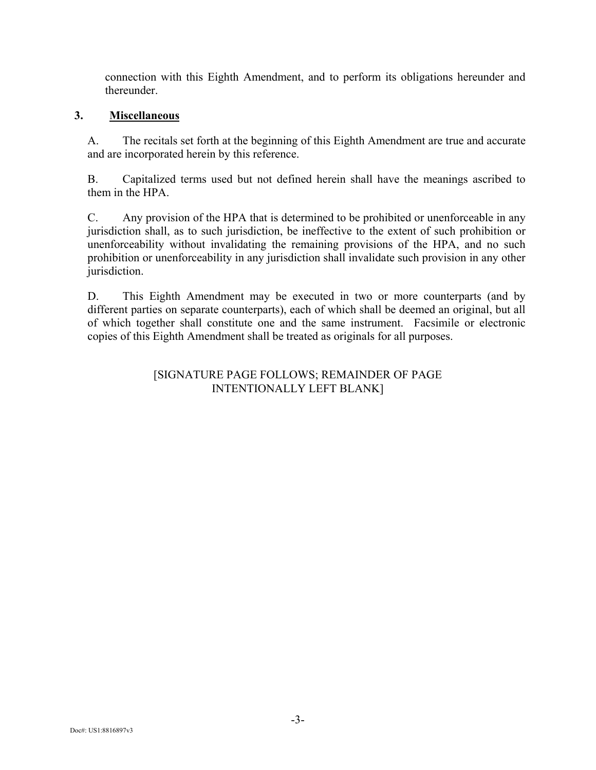connection with this Eighth Amendment, and to perform its obligations hereunder and thereunder.

## 3. **Miscellaneous**

A. The recitals set forth at the beginning of this Eighth Amendment are true and accurate and are incorporated herein by this reference.

B. Capitalized terms used but not defined herein shall have the meanings ascribed to them in the HPA.

C. Any provision of the HPA that is determined to be prohibited or unenforceable in any jurisdiction shall, as to such jurisdiction, be ineffective to the extent of such prohibition or unenforceability without invalidating the remaining provisions of the HPA, and no such prohibition or unenforceability in any jurisdiction shall invalidate such provision in any other jurisdiction.

D. This Eighth Amendment may be executed in two or more counterparts (and by different parties on separate counterparts), each of which shall be deemed an original, but all of which together shall constitute one and the same instrument. Facsimile or electronic copies of this Eighth Amendment shall be treated as originals for all purposes.

[SIGNATURE PAGE FOLLOWS; REMAINDER OF PAGE INTENTIONALLY LEFT BLANK]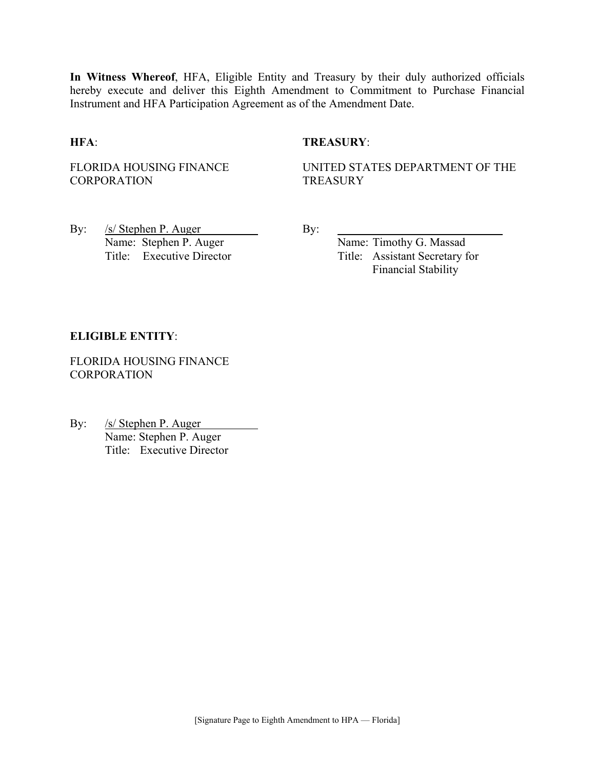**In Witness Whereof**, HFA, Eligible Entity and Treasury by their duly authorized officials hereby execute and deliver this Eighth Amendment to Commitment to Purchase Financial Instrument and HFA Participation Agreement as of the Amendment Date.

**HFA**:

FLORIDA HOUSING FINANCE CORPORATION

By: /s/ Stephen P. Auger
Name: Stephen P. Auger
Title: Executive Director

**TREASURY**:

UNITED STATES DEPARTMENT OF THE TREASURY

By: ____________________________
Name: Timothy G. Massad
Title: Assistant Secretary for Financial Stability

**ELIGIBLE ENTITY**:

FLORIDA HOUSING FINANCE CORPORATION

By: /s/ Stephen P. Auger
Name: Stephen P. Auger
Title: Executive Director

[Signature Page to Eighth Amendment to HPA — Florida]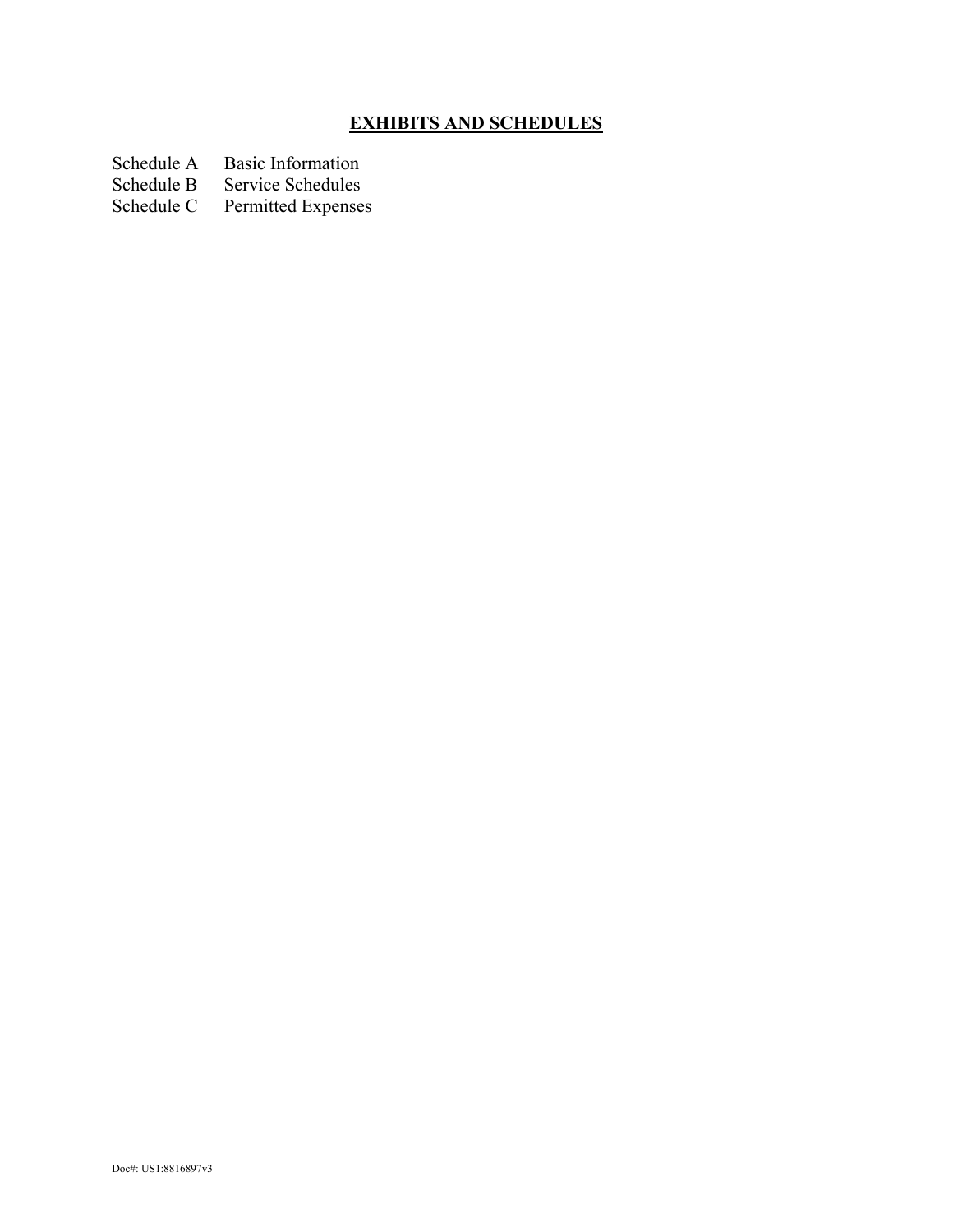# **EXHIBITS AND SCHEDULES**

| | |
|---|---|
| Schedule A | Basic Information |
| Schedule B | Service Schedules |
| Schedule C | Permitted Expenses |

Doc#: US1:8816897v3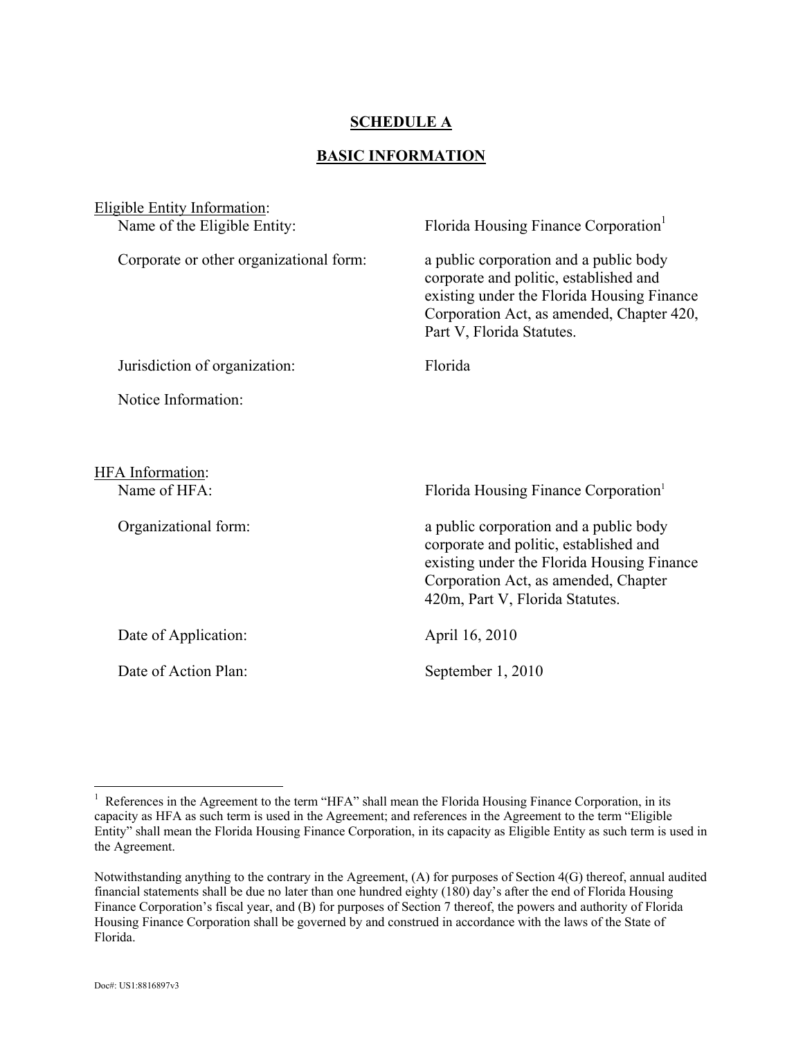## SCHEDULE A

## BASIC INFORMATION

Eligible Entity Information:

| | |
|---|---|
| Name of the Eligible Entity: | Florida Housing Finance Corporation[1] |
| Corporate or other organizational form: | a public corporation and a public body corporate and politic, established and existing under the Florida Housing Finance Corporation Act, as amended, Chapter 420, Part V, Florida Statutes. |
| Jurisdiction of organization: | Florida |
| Notice Information: | |

HFA Information:

| | |
|---|---|
| Name of HFA: | Florida Housing Finance Corporation[1] |
| Organizational form: | a public corporation and a public body corporate and politic, established and existing under the Florida Housing Finance Corporation Act, as amended, Chapter 420m, Part V, Florida Statutes. |
| Date of Application: | April 16, 2010 |
| Date of Action Plan: | September 1, 2010 |

---

[1] References in the Agreement to the term "HFA" shall mean the Florida Housing Finance Corporation, in its capacity as HFA as such term is used in the Agreement; and references in the Agreement to the term "Eligible Entity" shall mean the Florida Housing Finance Corporation, in its capacity as Eligible Entity as such term is used in the Agreement.

Notwithstanding anything to the contrary in the Agreement, (A) for purposes of Section 4(G) thereof, annual audited financial statements shall be due no later than one hundred eighty (180) day's after the end of Florida Housing Finance Corporation's fiscal year, and (B) for purposes of Section 7 thereof, the powers and authority of Florida Housing Finance Corporation shall be governed by and construed in accordance with the laws of the State of Florida.

Doc#: US1:8816897v3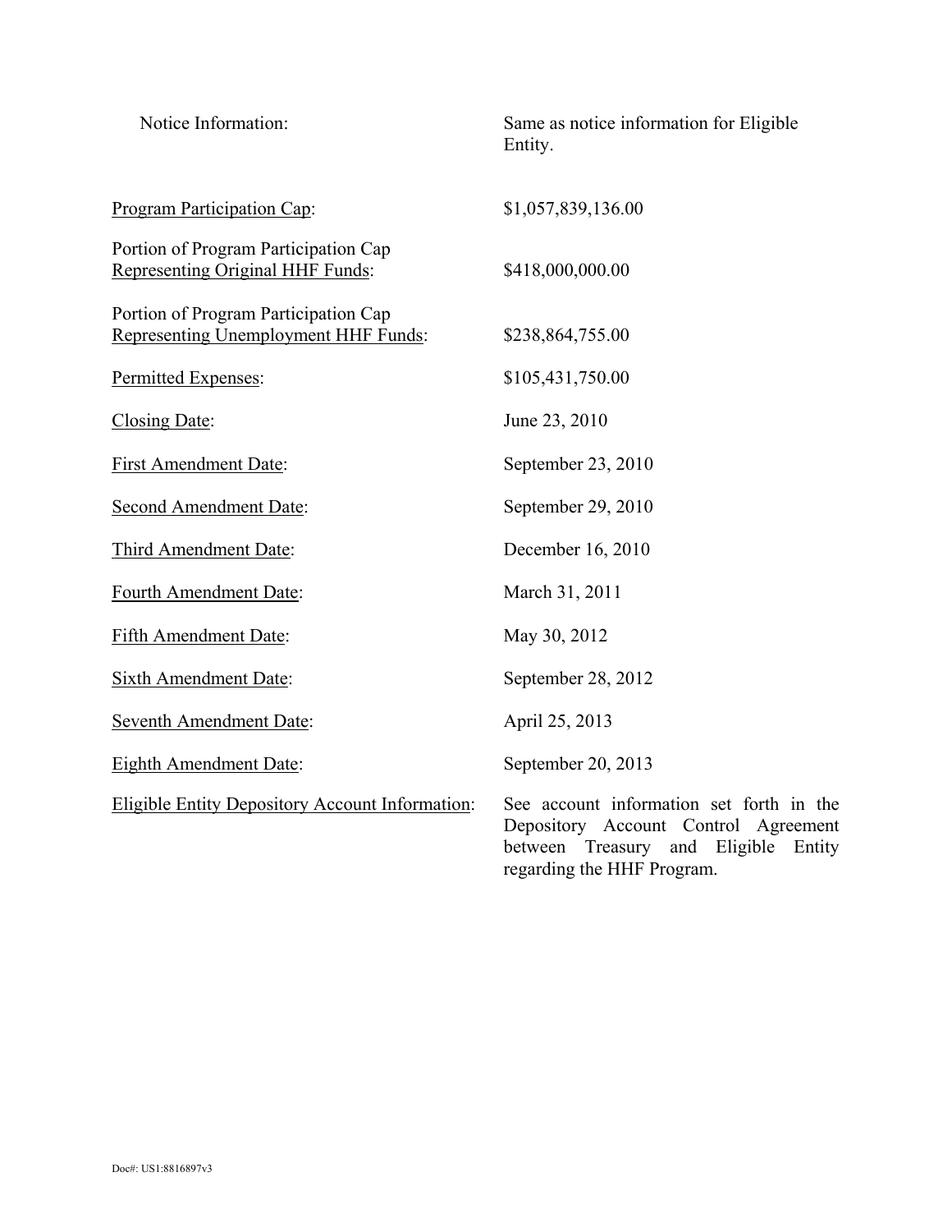| | |
|---|---|
| Notice Information: | Same as notice information for Eligible Entity. |
| Program Participation Cap: | $1,057,839,136.00 |
| Portion of Program Participation Cap Representing Original HHF Funds: | $418,000,000.00 |
| Portion of Program Participation Cap Representing Unemployment HHF Funds: | $238,864,755.00 |
| Permitted Expenses: | $105,431,750.00 |
| Closing Date: | June 23, 2010 |
| First Amendment Date: | September 23, 2010 |
| Second Amendment Date: | September 29, 2010 |
| Third Amendment Date: | December 16, 2010 |
| Fourth Amendment Date: | March 31, 2011 |
| Fifth Amendment Date: | May 30, 2012 |
| Sixth Amendment Date: | September 28, 2012 |
| Seventh Amendment Date: | April 25, 2013 |
| Eighth Amendment Date: | September 20, 2013 |
| Eligible Entity Depository Account Information: | See account information set forth in the Depository Account Control Agreement between Treasury and Eligible Entity regarding the HHF Program. |

Doc#: US1:8816897v3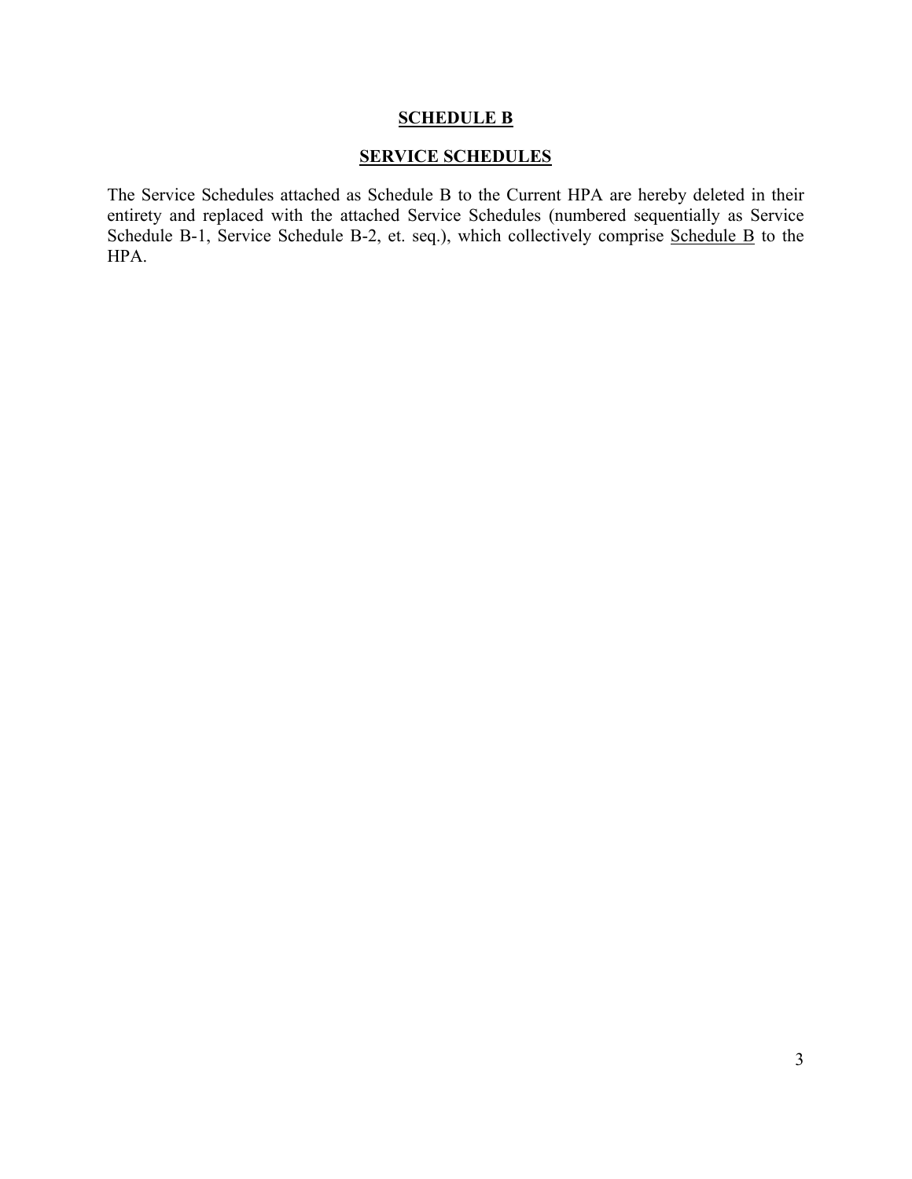# SCHEDULE B

## SERVICE SCHEDULES

The Service Schedules attached as Schedule B to the Current HPA are hereby deleted in their entirety and replaced with the attached Service Schedules (numbered sequentially as Service Schedule B-1, Service Schedule B-2, et. seq.), which collectively comprise Schedule B to the HPA.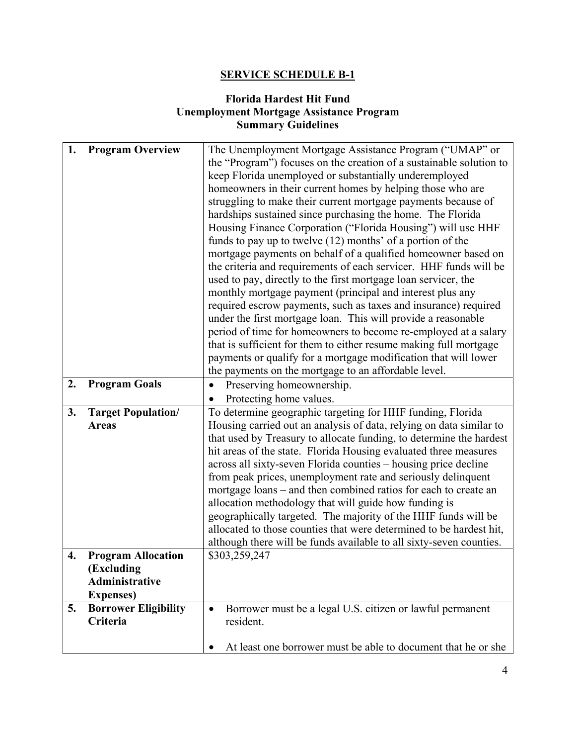**SERVICE SCHEDULE B-1**

**Florida Hardest Hit Fund**
**Unemployment Mortgage Assistance Program**
**Summary Guidelines**

| | |
|---|---|
| **1. Program Overview** | The Unemployment Mortgage Assistance Program ("UMAP" or the "Program") focuses on the creation of a sustainable solution to keep Florida unemployed or substantially underemployed homeowners in their current homes by helping those who are struggling to make their current mortgage payments because of hardships sustained since purchasing the home. The Florida Housing Finance Corporation ("Florida Housing") will use HHF funds to pay up to twelve (12) months' of a portion of the mortgage payments on behalf of a qualified homeowner based on the criteria and requirements of each servicer. HHF funds will be used to pay, directly to the first mortgage loan servicer, the monthly mortgage payment (principal and interest plus any required escrow payments, such as taxes and insurance) required under the first mortgage loan. This will provide a reasonable period of time for homeowners to become re-employed at a salary that is sufficient for them to either resume making full mortgage payments or qualify for a mortgage modification that will lower the payments on the mortgage to an affordable level. |
| **2. Program Goals** | • Preserving homeownership.<br>• Protecting home values. |
| **3. Target Population/ Areas** | To determine geographic targeting for HHF funding, Florida Housing carried out an analysis of data, relying on data similar to that used by Treasury to allocate funding, to determine the hardest hit areas of the state. Florida Housing evaluated three measures across all sixty-seven Florida counties – housing price decline from peak prices, unemployment rate and seriously delinquent mortgage loans – and then combined ratios for each to create an allocation methodology that will guide how funding is geographically targeted. The majority of the HHF funds will be allocated to those counties that were determined to be hardest hit, although there will be funds available to all sixty-seven counties. |
| **4. Program Allocation (Excluding Administrative Expenses)** | $303,259,247 |
| **5. Borrower Eligibility Criteria** | • Borrower must be a legal U.S. citizen or lawful permanent resident.<br><br>• At least one borrower must be able to document that he or she |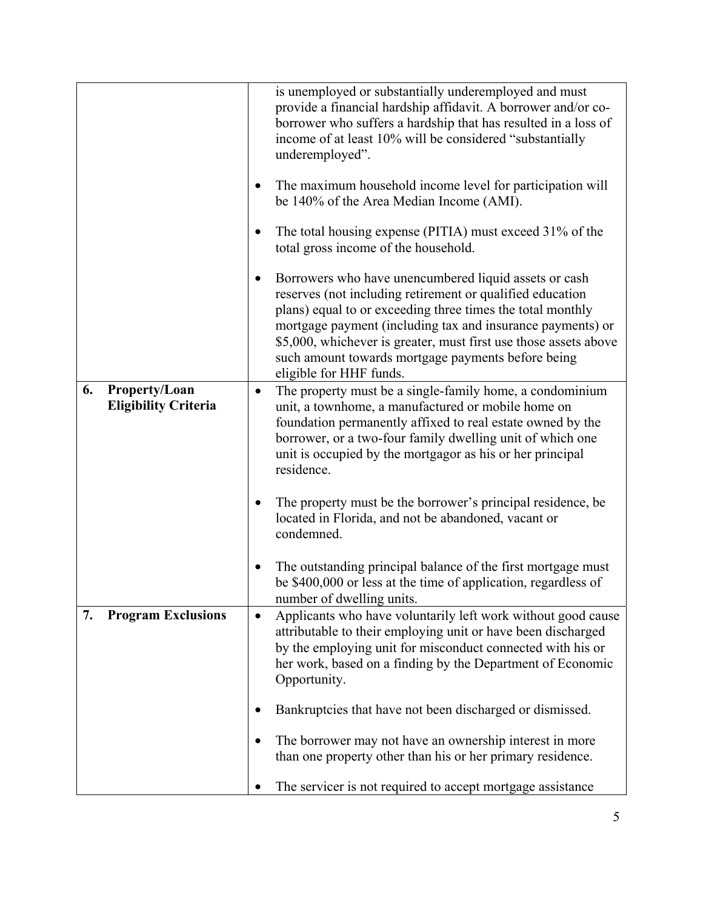| | |
|---|---|
| | is unemployed or substantially underemployed and must provide a financial hardship affidavit. A borrower and/or co-borrower who suffers a hardship that has resulted in a loss of income of at least 10% will be considered "substantially underemployed".<br><br>• The maximum household income level for participation will be 140% of the Area Median Income (AMI).<br><br>• The total housing expense (PITIA) must exceed 31% of the total gross income of the household.<br><br>• Borrowers who have unencumbered liquid assets or cash reserves (not including retirement or qualified education plans) equal to or exceeding three times the total monthly mortgage payment (including tax and insurance payments) or $5,000, whichever is greater, must first use those assets above such amount towards mortgage payments before being eligible for HHF funds. |
| **6. Property/Loan Eligibility Criteria** | • The property must be a single-family home, a condominium unit, a townhome, a manufactured or mobile home on foundation permanently affixed to real estate owned by the borrower, or a two-four family dwelling unit of which one unit is occupied by the mortgagor as his or her principal residence.<br><br>• The property must be the borrower's principal residence, be located in Florida, and not be abandoned, vacant or condemned.<br><br>• The outstanding principal balance of the first mortgage must be $400,000 or less at the time of application, regardless of number of dwelling units. |
| **7. Program Exclusions** | • Applicants who have voluntarily left work without good cause attributable to their employing unit or have been discharged by the employing unit for misconduct connected with his or her work, based on a finding by the Department of Economic Opportunity.<br><br>• Bankruptcies that have not been discharged or dismissed.<br><br>• The borrower may not have an ownership interest in more than one property other than his or her primary residence.<br><br>• The servicer is not required to accept mortgage assistance |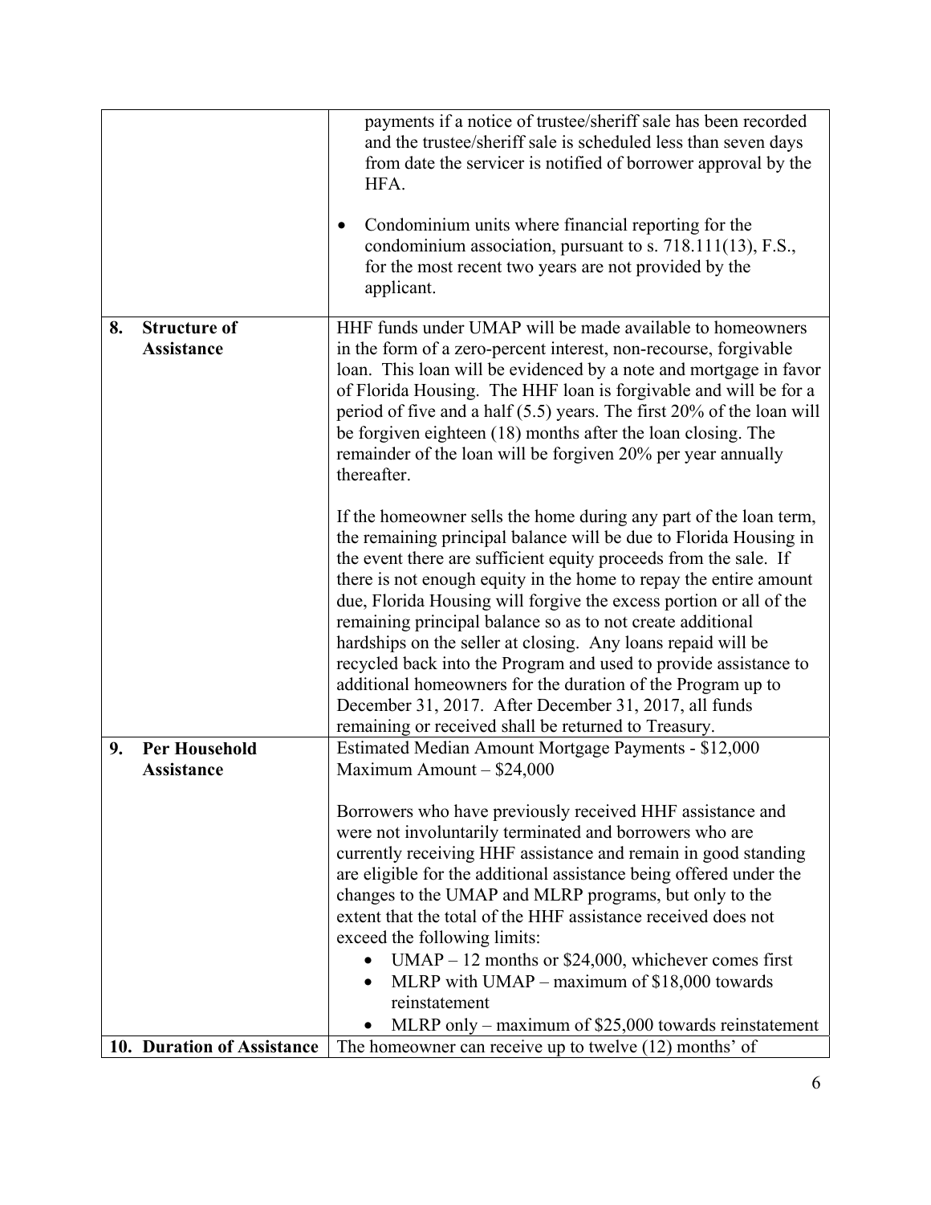| | |
|---|---|
| | payments if a notice of trustee/sheriff sale has been recorded and the trustee/sheriff sale is scheduled less than seven days from date the servicer is notified of borrower approval by the HFA.<br><br>• Condominium units where financial reporting for the condominium association, pursuant to s. 718.111(13), F.S., for the most recent two years are not provided by the applicant. |
| **8. Structure of Assistance** | HHF funds under UMAP will be made available to homeowners in the form of a zero-percent interest, non-recourse, forgivable loan. This loan will be evidenced by a note and mortgage in favor of Florida Housing. The HHF loan is forgivable and will be for a period of five and a half (5.5) years. The first 20% of the loan will be forgiven eighteen (18) months after the loan closing. The remainder of the loan will be forgiven 20% per year annually thereafter.<br><br>If the homeowner sells the home during any part of the loan term, the remaining principal balance will be due to Florida Housing in the event there are sufficient equity proceeds from the sale. If there is not enough equity in the home to repay the entire amount due, Florida Housing will forgive the excess portion or all of the remaining principal balance so as to not create additional hardships on the seller at closing. Any loans repaid will be recycled back into the Program and used to provide assistance to additional homeowners for the duration of the Program up to December 31, 2017. After December 31, 2017, all funds remaining or received shall be returned to Treasury. |
| **9. Per Household Assistance** | Estimated Median Amount Mortgage Payments - \$12,000<br>Maximum Amount – \$24,000<br><br>Borrowers who have previously received HHF assistance and were not involuntarily terminated and borrowers who are currently receiving HHF assistance and remain in good standing are eligible for the additional assistance being offered under the changes to the UMAP and MLRP programs, but only to the extent that the total of the HHF assistance received does not exceed the following limits:<br>• UMAP – 12 months or \$24,000, whichever comes first<br>• MLRP with UMAP – maximum of \$18,000 towards reinstatement<br>• MLRP only – maximum of \$25,000 towards reinstatement |
| **10. Duration of Assistance** | The homeowner can receive up to twelve (12) months' of |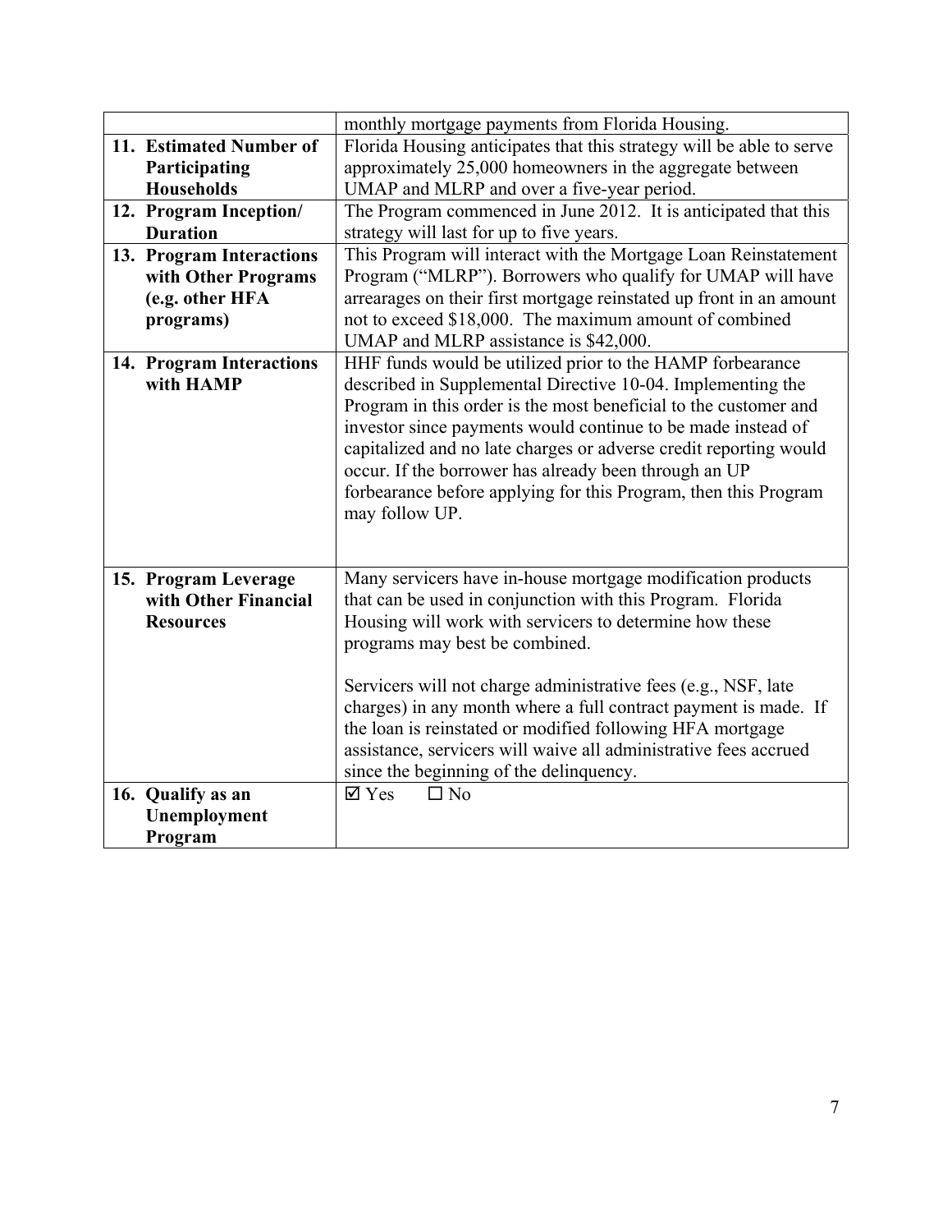| | |
|---|---|
| | monthly mortgage payments from Florida Housing. |
| **11. Estimated Number of Participating Households** | Florida Housing anticipates that this strategy will be able to serve approximately 25,000 homeowners in the aggregate between UMAP and MLRP and over a five-year period. |
| **12. Program Inception/ Duration** | The Program commenced in June 2012. It is anticipated that this strategy will last for up to five years. |
| **13. Program Interactions with Other Programs (e.g. other HFA programs)** | This Program will interact with the Mortgage Loan Reinstatement Program ("MLRP"). Borrowers who qualify for UMAP will have arrearages on their first mortgage reinstated up front in an amount not to exceed $18,000. The maximum amount of combined UMAP and MLRP assistance is $42,000. |
| **14. Program Interactions with HAMP** | HHF funds would be utilized prior to the HAMP forbearance described in Supplemental Directive 10-04. Implementing the Program in this order is the most beneficial to the customer and investor since payments would continue to be made instead of capitalized and no late charges or adverse credit reporting would occur. If the borrower has already been through an UP forbearance before applying for this Program, then this Program may follow UP. |
| **15. Program Leverage with Other Financial Resources** | Many servicers have in-house mortgage modification products that can be used in conjunction with this Program. Florida Housing will work with servicers to determine how these programs may best be combined.<br><br>Servicers will not charge administrative fees (e.g., NSF, late charges) in any month where a full contract payment is made. If the loan is reinstated or modified following HFA mortgage assistance, servicers will waive all administrative fees accrued since the beginning of the delinquency. |
| **16. Qualify as an Unemployment Program** | ☑ Yes ☐ No |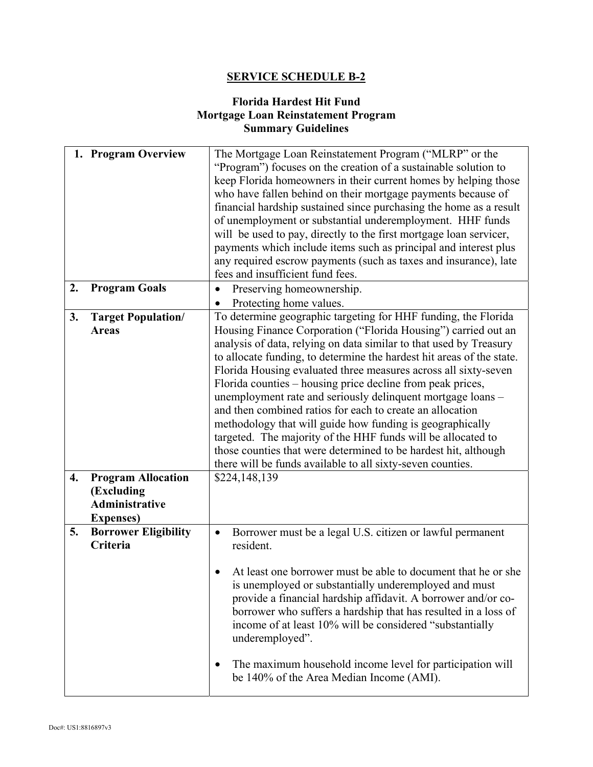## SERVICE SCHEDULE B-2

### Florida Hardest Hit Fund
### Mortgage Loan Reinstatement Program
### Summary Guidelines

| | |
|---|---|
| **1. Program Overview** | The Mortgage Loan Reinstatement Program ("MLRP" or the "Program") focuses on the creation of a sustainable solution to keep Florida homeowners in their current homes by helping those who have fallen behind on their mortgage payments because of financial hardship sustained since purchasing the home as a result of unemployment or substantial underemployment. HHF funds will be used to pay, directly to the first mortgage loan servicer, payments which include items such as principal and interest plus any required escrow payments (such as taxes and insurance), late fees and insufficient fund fees. |
| **2. Program Goals** | • Preserving homeownership.<br>• Protecting home values. |
| **3. Target Population/ Areas** | To determine geographic targeting for HHF funding, the Florida Housing Finance Corporation ("Florida Housing") carried out an analysis of data, relying on data similar to that used by Treasury to allocate funding, to determine the hardest hit areas of the state. Florida Housing evaluated three measures across all sixty-seven Florida counties – housing price decline from peak prices, unemployment rate and seriously delinquent mortgage loans – and then combined ratios for each to create an allocation methodology that will guide how funding is geographically targeted. The majority of the HHF funds will be allocated to those counties that were determined to be hardest hit, although there will be funds available to all sixty-seven counties. |
| **4. Program Allocation (Excluding Administrative Expenses)** | $224,148,139 |
| **5. Borrower Eligibility Criteria** | • Borrower must be a legal U.S. citizen or lawful permanent resident.<br><br>• At least one borrower must be able to document that he or she is unemployed or substantially underemployed and must provide a financial hardship affidavit. A borrower and/or co-borrower who suffers a hardship that has resulted in a loss of income of at least 10% will be considered "substantially underemployed".<br><br>• The maximum household income level for participation will be 140% of the Area Median Income (AMI). |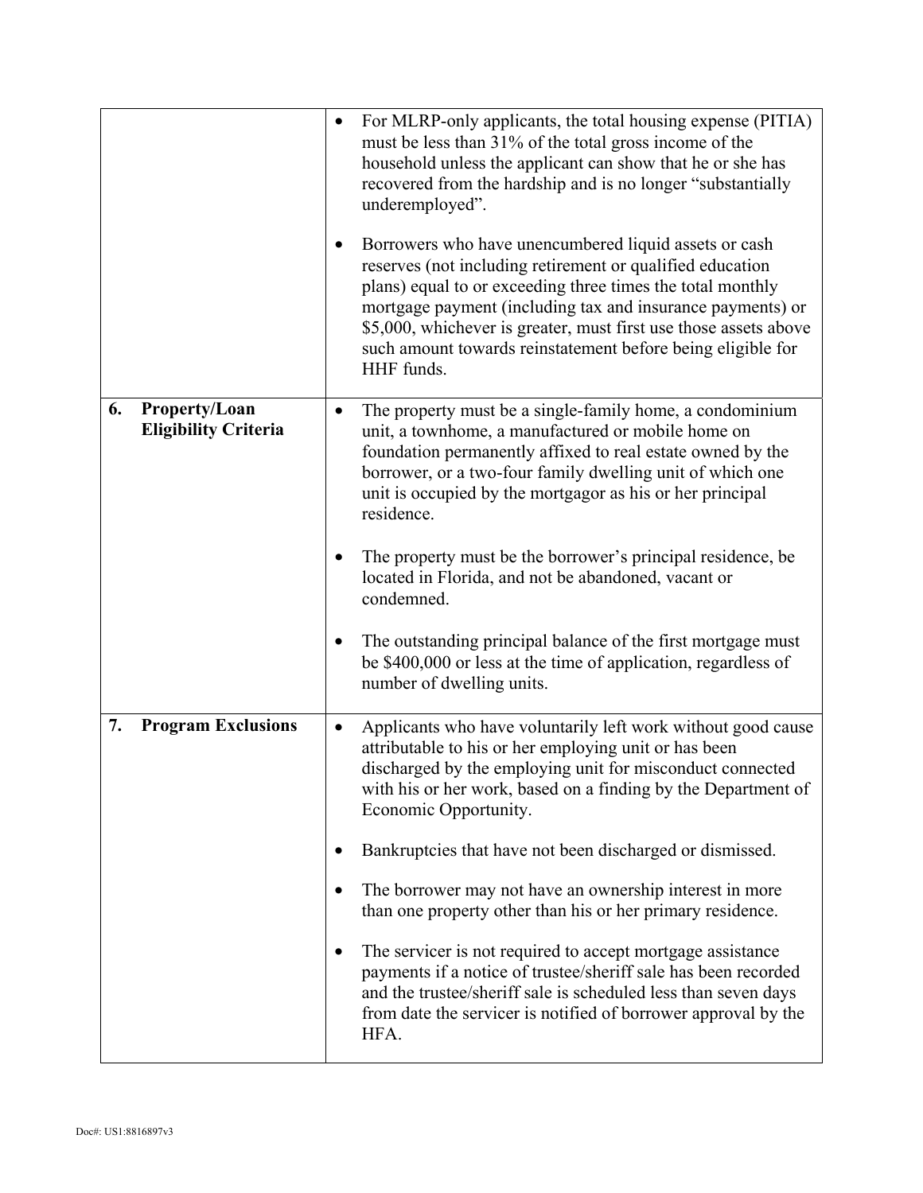| | |
|---|---|
| | • For MLRP-only applicants, the total housing expense (PITIA) must be less than 31% of the total gross income of the household unless the applicant can show that he or she has recovered from the hardship and is no longer "substantially underemployed".<br><br>• Borrowers who have unencumbered liquid assets or cash reserves (not including retirement or qualified education plans) equal to or exceeding three times the total monthly mortgage payment (including tax and insurance payments) or \$5,000, whichever is greater, must first use those assets above such amount towards reinstatement before being eligible for HHF funds. |
| **6. Property/Loan Eligibility Criteria** | • The property must be a single-family home, a condominium unit, a townhome, a manufactured or mobile home on foundation permanently affixed to real estate owned by the borrower, or a two-four family dwelling unit of which one unit is occupied by the mortgagor as his or her principal residence.<br><br>• The property must be the borrower's principal residence, be located in Florida, and not be abandoned, vacant or condemned.<br><br>• The outstanding principal balance of the first mortgage must be \$400,000 or less at the time of application, regardless of number of dwelling units. |
| **7. Program Exclusions** | • Applicants who have voluntarily left work without good cause attributable to his or her employing unit or has been discharged by the employing unit for misconduct connected with his or her work, based on a finding by the Department of Economic Opportunity.<br><br>• Bankruptcies that have not been discharged or dismissed.<br><br>• The borrower may not have an ownership interest in more than one property other than his or her primary residence.<br><br>• The servicer is not required to accept mortgage assistance payments if a notice of trustee/sheriff sale has been recorded and the trustee/sheriff sale is scheduled less than seven days from date the servicer is notified of borrower approval by the HFA. |

Doc#: US1:8816897v3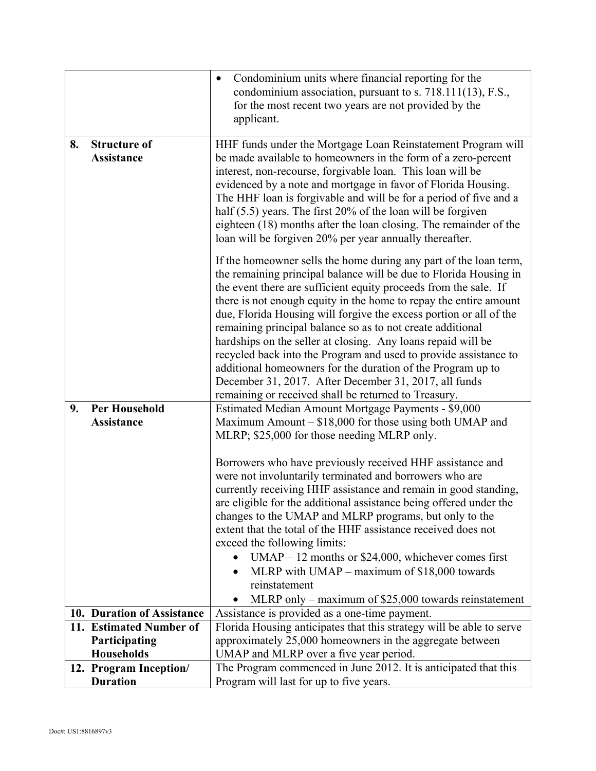| | |
|---|---|
| | • Condominium units where financial reporting for the condominium association, pursuant to s. 718.111(13), F.S., for the most recent two years are not provided by the applicant. |
| **8. Structure of Assistance** | HHF funds under the Mortgage Loan Reinstatement Program will be made available to homeowners in the form of a zero-percent interest, non-recourse, forgivable loan. This loan will be evidenced by a note and mortgage in favor of Florida Housing. The HHF loan is forgivable and will be for a period of five and a half (5.5) years. The first 20% of the loan will be forgiven eighteen (18) months after the loan closing. The remainder of the loan will be forgiven 20% per year annually thereafter.<br><br>If the homeowner sells the home during any part of the loan term, the remaining principal balance will be due to Florida Housing in the event there are sufficient equity proceeds from the sale. If there is not enough equity in the home to repay the entire amount due, Florida Housing will forgive the excess portion or all of the remaining principal balance so as to not create additional hardships on the seller at closing. Any loans repaid will be recycled back into the Program and used to provide assistance to additional homeowners for the duration of the Program up to December 31, 2017. After December 31, 2017, all funds remaining or received shall be returned to Treasury. |
| **9. Per Household Assistance** | Estimated Median Amount Mortgage Payments - $9,000<br>Maximum Amount – $18,000 for those using both UMAP and MLRP; $25,000 for those needing MLRP only.<br><br>Borrowers who have previously received HHF assistance and were not involuntarily terminated and borrowers who are currently receiving HHF assistance and remain in good standing, are eligible for the additional assistance being offered under the changes to the UMAP and MLRP programs, but only to the extent that the total of the HHF assistance received does not exceed the following limits:<br>• UMAP – 12 months or $24,000, whichever comes first<br>• MLRP with UMAP – maximum of $18,000 towards reinstatement<br>• MLRP only – maximum of $25,000 towards reinstatement |
| **10. Duration of Assistance** | Assistance is provided as a one-time payment. |
| **11. Estimated Number of Participating Households** | Florida Housing anticipates that this strategy will be able to serve approximately 25,000 homeowners in the aggregate between UMAP and MLRP over a five year period. |
| **12. Program Inception/ Duration** | The Program commenced in June 2012. It is anticipated that this Program will last for up to five years. |

Doc#: US1:8816897v3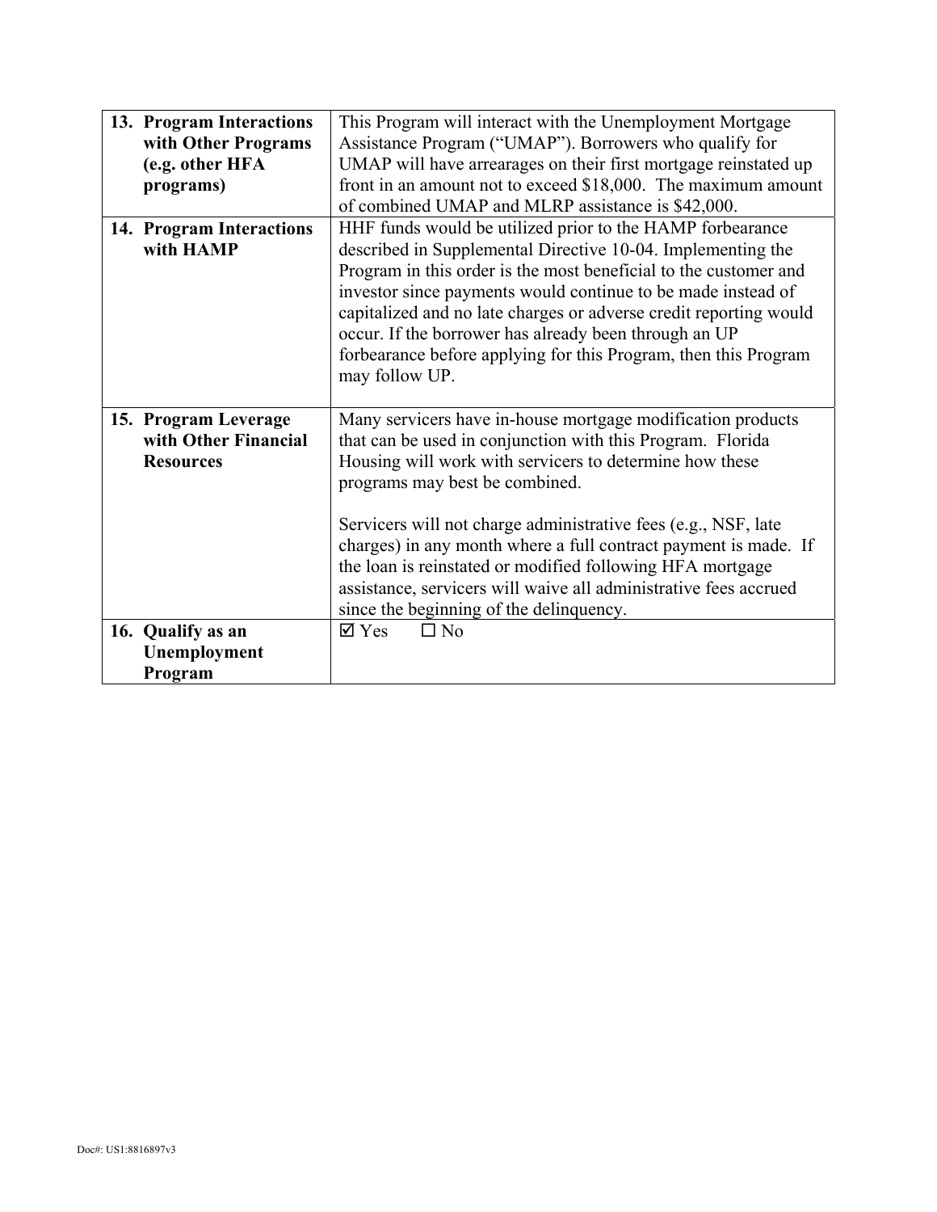| | |
|---|---|
| **13. Program Interactions with Other Programs (e.g. other HFA programs)** | This Program will interact with the Unemployment Mortgage Assistance Program ("UMAP"). Borrowers who qualify for UMAP will have arrearages on their first mortgage reinstated up front in an amount not to exceed $18,000. The maximum amount of combined UMAP and MLRP assistance is $42,000. |
| **14. Program Interactions with HAMP** | HHF funds would be utilized prior to the HAMP forbearance described in Supplemental Directive 10-04. Implementing the Program in this order is the most beneficial to the customer and investor since payments would continue to be made instead of capitalized and no late charges or adverse credit reporting would occur. If the borrower has already been through an UP forbearance before applying for this Program, then this Program may follow UP. |
| **15. Program Leverage with Other Financial Resources** | Many servicers have in-house mortgage modification products that can be used in conjunction with this Program. Florida Housing will work with servicers to determine how these programs may best be combined.<br><br>Servicers will not charge administrative fees (e.g., NSF, late charges) in any month where a full contract payment is made. If the loan is reinstated or modified following HFA mortgage assistance, servicers will waive all administrative fees accrued since the beginning of the delinquency. |
| **16. Qualify as an Unemployment Program** | ☑ Yes ☐ No |

Doc#: US1:8816897v3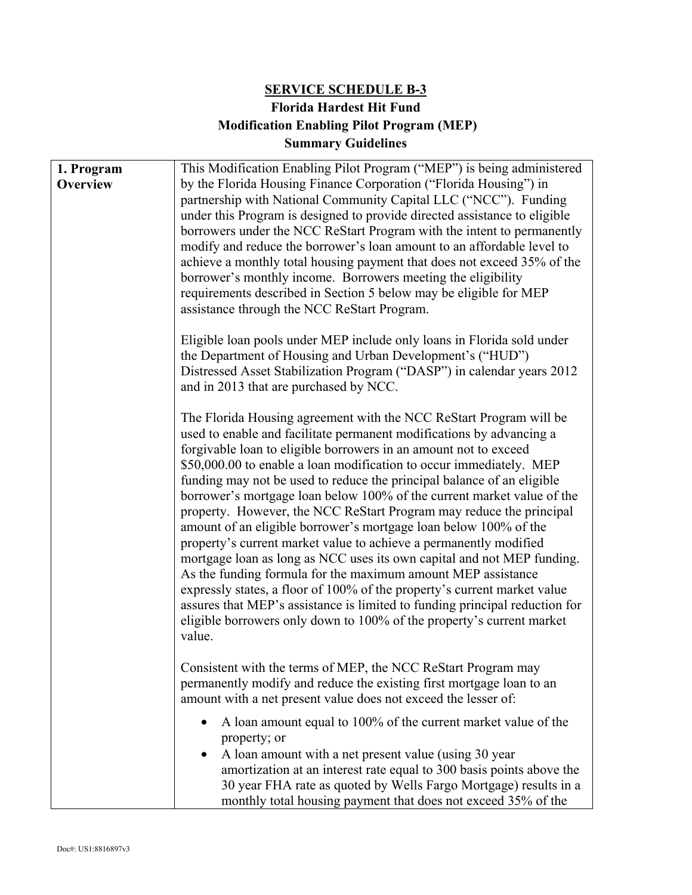**SERVICE SCHEDULE B-3**

**Florida Hardest Hit Fund**

**Modification Enabling Pilot Program (MEP)**

**Summary Guidelines**

| | |
|---|---|
| **1. Program Overview** | This Modification Enabling Pilot Program ("MEP") is being administered by the Florida Housing Finance Corporation ("Florida Housing") in partnership with National Community Capital LLC ("NCC"). Funding under this Program is designed to provide directed assistance to eligible borrowers under the NCC ReStart Program with the intent to permanently modify and reduce the borrower's loan amount to an affordable level to achieve a monthly total housing payment that does not exceed 35% of the borrower's monthly income. Borrowers meeting the eligibility requirements described in Section 5 below may be eligible for MEP assistance through the NCC ReStart Program.<br><br>Eligible loan pools under MEP include only loans in Florida sold under the Department of Housing and Urban Development's ("HUD") Distressed Asset Stabilization Program ("DASP") in calendar years 2012 and in 2013 that are purchased by NCC.<br><br>The Florida Housing agreement with the NCC ReStart Program will be used to enable and facilitate permanent modifications by advancing a forgivable loan to eligible borrowers in an amount not to exceed \$50,000.00 to enable a loan modification to occur immediately. MEP funding may not be used to reduce the principal balance of an eligible borrower's mortgage loan below 100% of the current market value of the property. However, the NCC ReStart Program may reduce the principal amount of an eligible borrower's mortgage loan below 100% of the property's current market value to achieve a permanently modified mortgage loan as long as NCC uses its own capital and not MEP funding. As the funding formula for the maximum amount MEP assistance expressly states, a floor of 100% of the property's current market value assures that MEP's assistance is limited to funding principal reduction for eligible borrowers only down to 100% of the property's current market value.<br><br>Consistent with the terms of MEP, the NCC ReStart Program may permanently modify and reduce the existing first mortgage loan to an amount with a net present value does not exceed the lesser of:<br><br>• A loan amount equal to 100% of the current market value of the property; or<br>• A loan amount with a net present value (using 30 year amortization at an interest rate equal to 300 basis points above the 30 year FHA rate as quoted by Wells Fargo Mortgage) results in a monthly total housing payment that does not exceed 35% of the |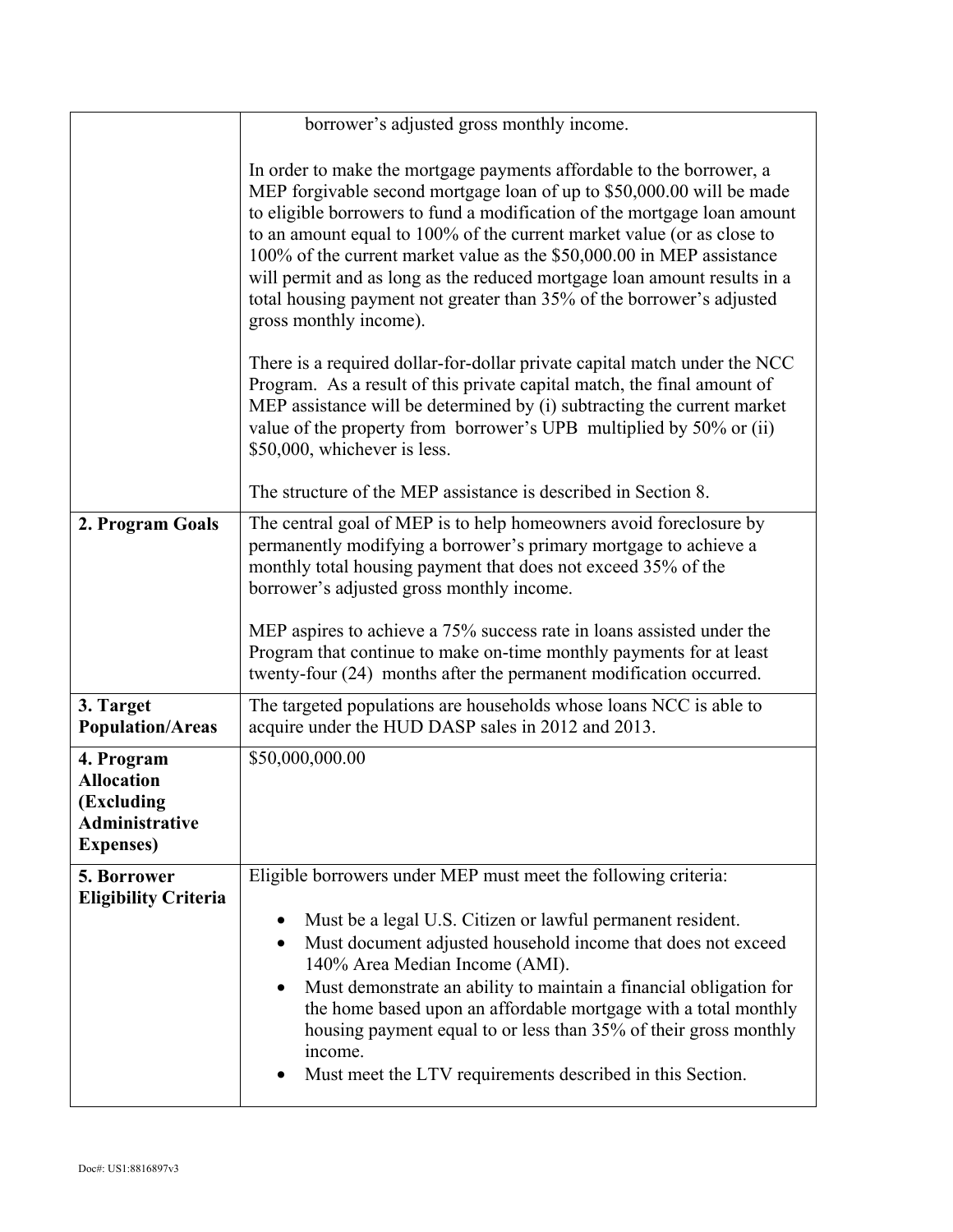| | |
|---|---|
| | borrower's adjusted gross monthly income.<br><br>In order to make the mortgage payments affordable to the borrower, a MEP forgivable second mortgage loan of up to $50,000.00 will be made to eligible borrowers to fund a modification of the mortgage loan amount to an amount equal to 100% of the current market value (or as close to 100% of the current market value as the $50,000.00 in MEP assistance will permit and as long as the reduced mortgage loan amount results in a total housing payment not greater than 35% of the borrower's adjusted gross monthly income).<br><br>There is a required dollar-for-dollar private capital match under the NCC Program. As a result of this private capital match, the final amount of MEP assistance will be determined by (i) subtracting the current market value of the property from borrower's UPB multiplied by 50% or (ii) $50,000, whichever is less.<br><br>The structure of the MEP assistance is described in Section 8. |
| **2. Program Goals** | The central goal of MEP is to help homeowners avoid foreclosure by permanently modifying a borrower's primary mortgage to achieve a monthly total housing payment that does not exceed 35% of the borrower's adjusted gross monthly income.<br><br>MEP aspires to achieve a 75% success rate in loans assisted under the Program that continue to make on-time monthly payments for at least twenty-four (24) months after the permanent modification occurred. |
| **3. Target Population/Areas** | The targeted populations are households whose loans NCC is able to acquire under the HUD DASP sales in 2012 and 2013. |
| **4. Program Allocation (Excluding Administrative Expenses)** | $50,000,000.00 |
| **5. Borrower Eligibility Criteria** | Eligible borrowers under MEP must meet the following criteria:<br><br>• Must be a legal U.S. Citizen or lawful permanent resident.<br>• Must document adjusted household income that does not exceed 140% Area Median Income (AMI).<br>• Must demonstrate an ability to maintain a financial obligation for the home based upon an affordable mortgage with a total monthly housing payment equal to or less than 35% of their gross monthly income.<br>• Must meet the LTV requirements described in this Section. |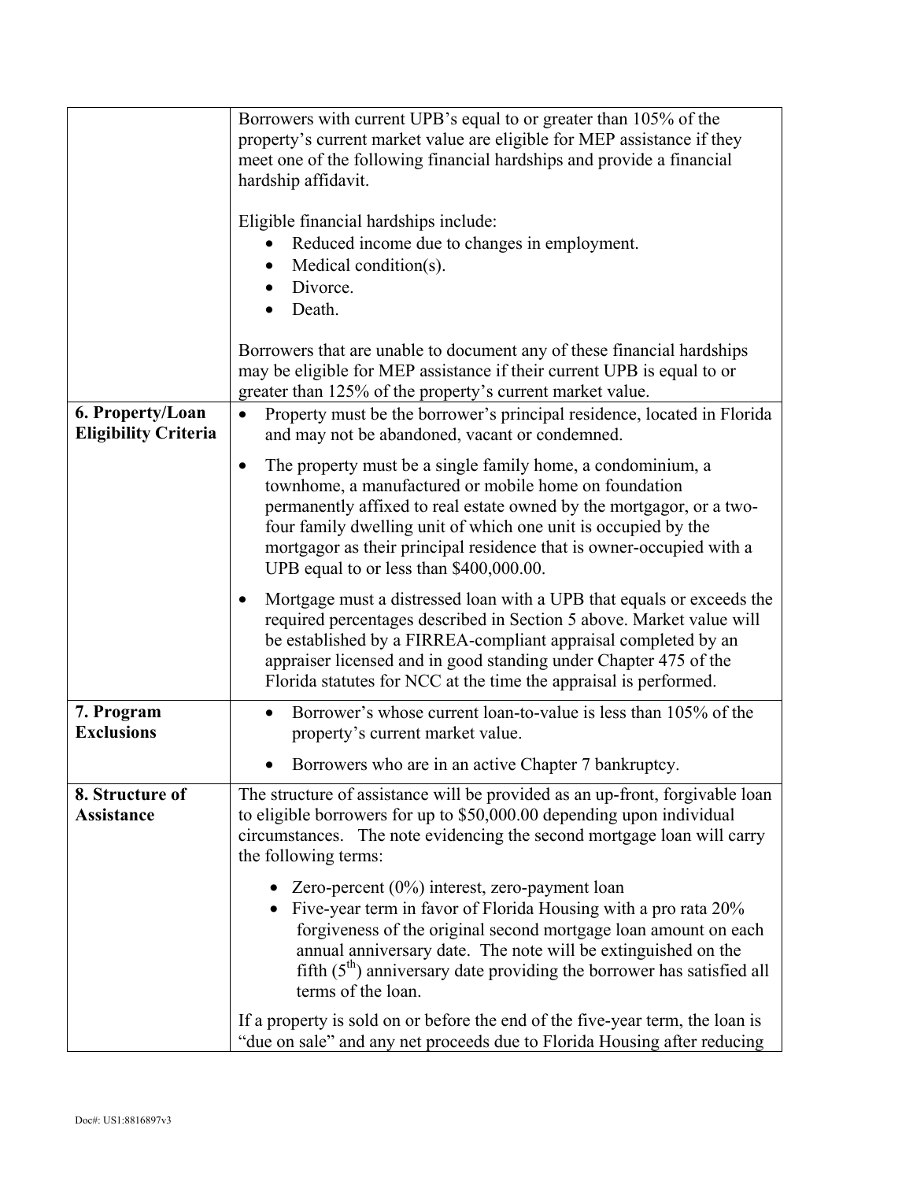| | |
|---|---|
| | Borrowers with current UPB's equal to or greater than 105% of the property's current market value are eligible for MEP assistance if they meet one of the following financial hardships and provide a financial hardship affidavit.<br><br>Eligible financial hardships include:<br>• Reduced income due to changes in employment.<br>• Medical condition(s).<br>• Divorce.<br>• Death.<br><br>Borrowers that are unable to document any of these financial hardships may be eligible for MEP assistance if their current UPB is equal to or greater than 125% of the property's current market value. |
| **6. Property/Loan Eligibility Criteria** | • Property must be the borrower's principal residence, located in Florida and may not be abandoned, vacant or condemned.<br><br>• The property must be a single family home, a condominium, a townhome, a manufactured or mobile home on foundation permanently affixed to real estate owned by the mortgagor, or a two-four family dwelling unit of which one unit is occupied by the mortgagor as their principal residence that is owner-occupied with a UPB equal to or less than $400,000.00.<br><br>• Mortgage must a distressed loan with a UPB that equals or exceeds the required percentages described in Section 5 above. Market value will be established by a FIRREA-compliant appraisal completed by an appraiser licensed and in good standing under Chapter 475 of the Florida statutes for NCC at the time the appraisal is performed. |
| **7. Program Exclusions** | • Borrower's whose current loan-to-value is less than 105% of the property's current market value.<br><br>• Borrowers who are in an active Chapter 7 bankruptcy. |
| **8. Structure of Assistance** | The structure of assistance will be provided as an up-front, forgivable loan to eligible borrowers for up to $50,000.00 depending upon individual circumstances. The note evidencing the second mortgage loan will carry the following terms:<br><br>• Zero-percent (0%) interest, zero-payment loan<br>• Five-year term in favor of Florida Housing with a pro rata 20% forgiveness of the original second mortgage loan amount on each annual anniversary date. The note will be extinguished on the fifth (5th) anniversary date providing the borrower has satisfied all terms of the loan.<br><br>If a property is sold on or before the end of the five-year term, the loan is "due on sale" and any net proceeds due to Florida Housing after reducing |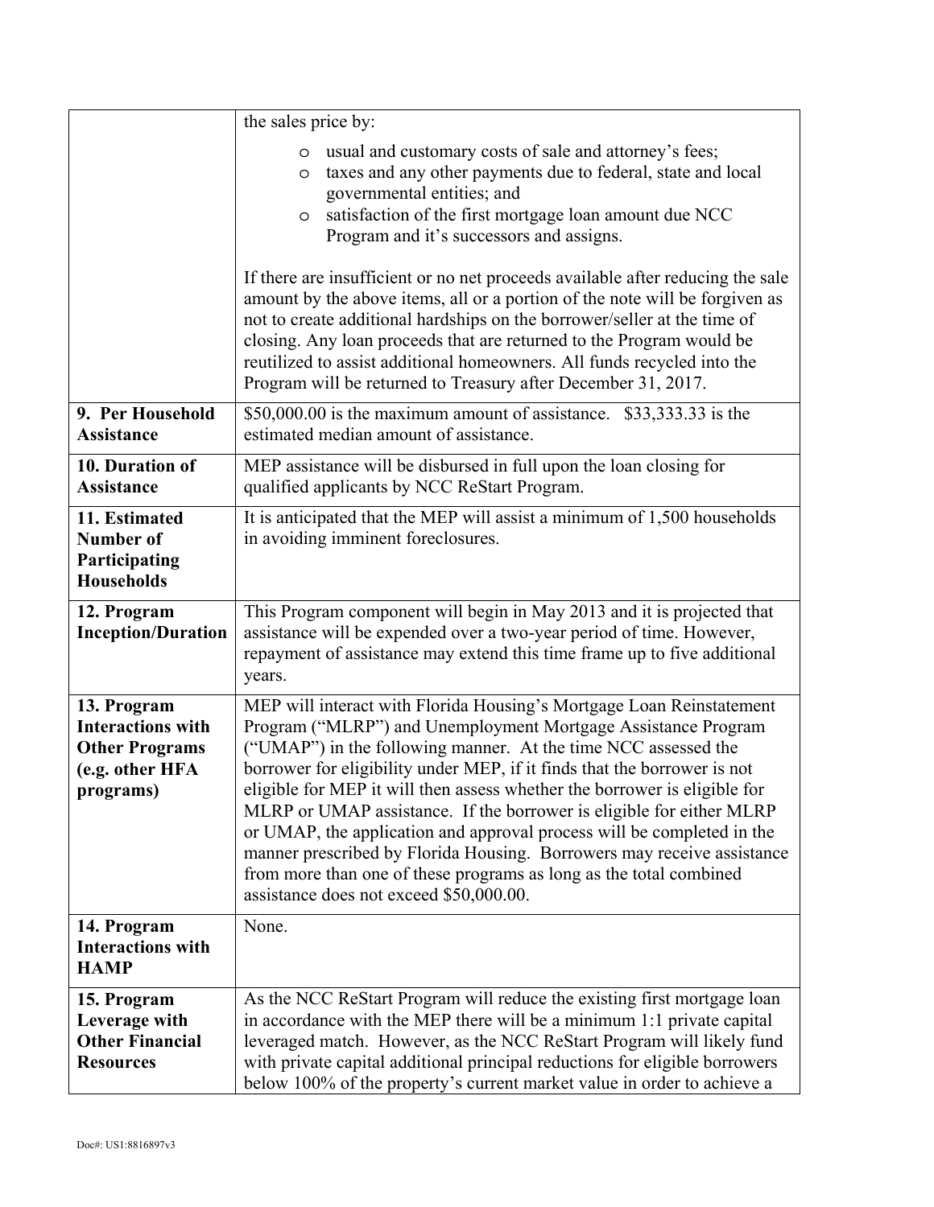| | |
|---|---|
| | the sales price by:<br><br>o usual and customary costs of sale and attorney's fees;<br>o taxes and any other payments due to federal, state and local governmental entities; and<br>o satisfaction of the first mortgage loan amount due NCC Program and it's successors and assigns.<br><br>If there are insufficient or no net proceeds available after reducing the sale amount by the above items, all or a portion of the note will be forgiven as not to create additional hardships on the borrower/seller at the time of closing. Any loan proceeds that are returned to the Program would be reutilized to assist additional homeowners. All funds recycled into the Program will be returned to Treasury after December 31, 2017. |
| **9. Per Household Assistance** | \$50,000.00 is the maximum amount of assistance. \$33,333.33 is the estimated median amount of assistance. |
| **10. Duration of Assistance** | MEP assistance will be disbursed in full upon the loan closing for qualified applicants by NCC ReStart Program. |
| **11. Estimated Number of Participating Households** | It is anticipated that the MEP will assist a minimum of 1,500 households in avoiding imminent foreclosures. |
| **12. Program Inception/Duration** | This Program component will begin in May 2013 and it is projected that assistance will be expended over a two-year period of time. However, repayment of assistance may extend this time frame up to five additional years. |
| **13. Program Interactions with Other Programs (e.g. other HFA programs)** | MEP will interact with Florida Housing's Mortgage Loan Reinstatement Program ("MLRP") and Unemployment Mortgage Assistance Program ("UMAP") in the following manner. At the time NCC assessed the borrower for eligibility under MEP, if it finds that the borrower is not eligible for MEP it will then assess whether the borrower is eligible for MLRP or UMAP assistance. If the borrower is eligible for either MLRP or UMAP, the application and approval process will be completed in the manner prescribed by Florida Housing. Borrowers may receive assistance from more than one of these programs as long as the total combined assistance does not exceed \$50,000.00. |
| **14. Program Interactions with HAMP** | None. |
| **15. Program Leverage with Other Financial Resources** | As the NCC ReStart Program will reduce the existing first mortgage loan in accordance with the MEP there will be a minimum 1:1 private capital leveraged match. However, as the NCC ReStart Program will likely fund with private capital additional principal reductions for eligible borrowers below 100% of the property's current market value in order to achieve a |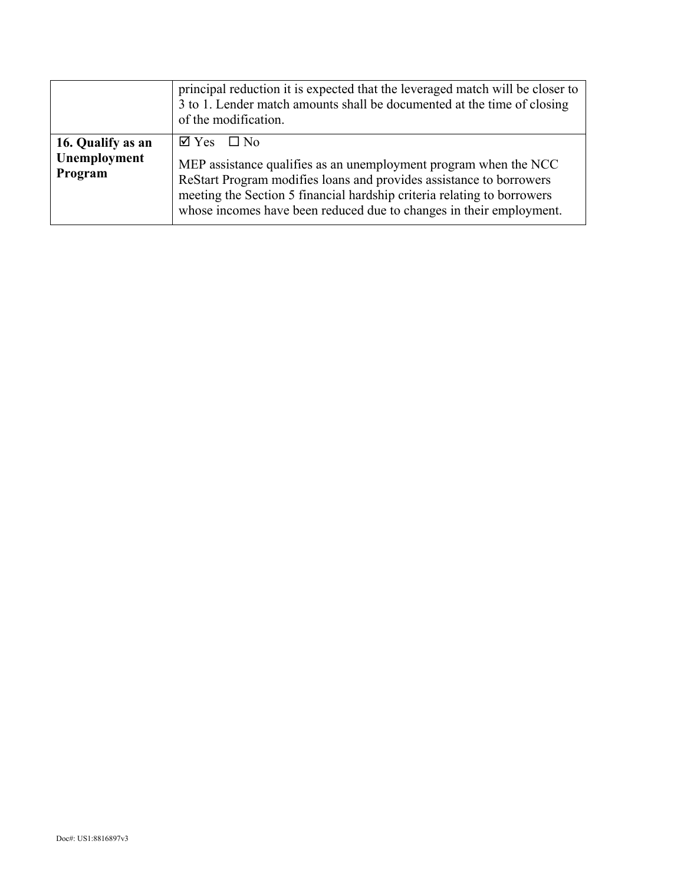| | |
|---|---|
| | principal reduction it is expected that the leveraged match will be closer to 3 to 1. Lender match amounts shall be documented at the time of closing of the modification. |
| **16. Qualify as an Unemployment Program** | ☑ Yes ☐ No<br><br>MEP assistance qualifies as an unemployment program when the NCC ReStart Program modifies loans and provides assistance to borrowers meeting the Section 5 financial hardship criteria relating to borrowers whose incomes have been reduced due to changes in their employment. |

Doc#: US1:8816897v3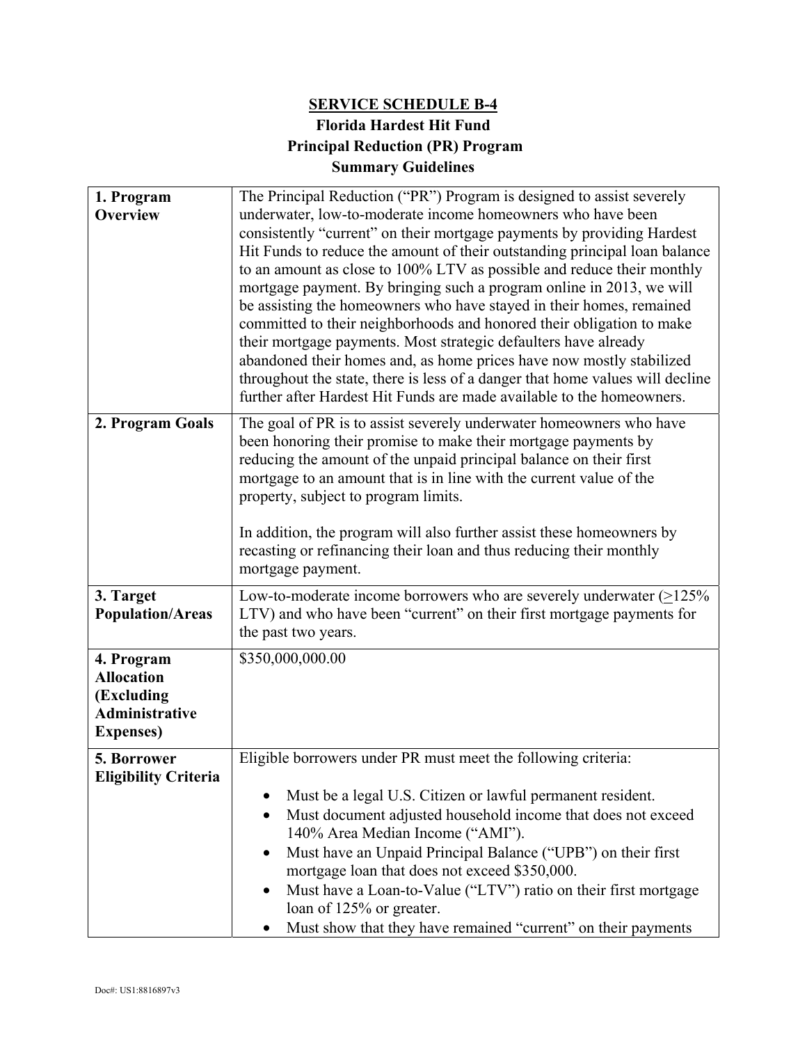**SERVICE SCHEDULE B-4**

**Florida Hardest Hit Fund**

**Principal Reduction (PR) Program**

**Summary Guidelines**

| | |
|---|---|
| **1. Program Overview** | The Principal Reduction ("PR") Program is designed to assist severely underwater, low-to-moderate income homeowners who have been consistently "current" on their mortgage payments by providing Hardest Hit Funds to reduce the amount of their outstanding principal loan balance to an amount as close to 100% LTV as possible and reduce their monthly mortgage payment. By bringing such a program online in 2013, we will be assisting the homeowners who have stayed in their homes, remained committed to their neighborhoods and honored their obligation to make their mortgage payments. Most strategic defaulters have already abandoned their homes and, as home prices have now mostly stabilized throughout the state, there is less of a danger that home values will decline further after Hardest Hit Funds are made available to the homeowners. |
| **2. Program Goals** | The goal of PR is to assist severely underwater homeowners who have been honoring their promise to make their mortgage payments by reducing the amount of the unpaid principal balance on their first mortgage to an amount that is in line with the current value of the property, subject to program limits.<br><br>In addition, the program will also further assist these homeowners by recasting or refinancing their loan and thus reducing their monthly mortgage payment. |
| **3. Target Population/Areas** | Low-to-moderate income borrowers who are severely underwater (≥125% LTV) and who have been "current" on their first mortgage payments for the past two years. |
| **4. Program Allocation (Excluding Administrative Expenses)** | $350,000,000.00 |
| **5. Borrower Eligibility Criteria** | Eligible borrowers under PR must meet the following criteria:<br><br>• Must be a legal U.S. Citizen or lawful permanent resident.<br>• Must document adjusted household income that does not exceed 140% Area Median Income ("AMI").<br>• Must have an Unpaid Principal Balance ("UPB") on their first mortgage loan that does not exceed $350,000.<br>• Must have a Loan-to-Value ("LTV") ratio on their first mortgage loan of 125% or greater.<br>• Must show that they have remained "current" on their payments |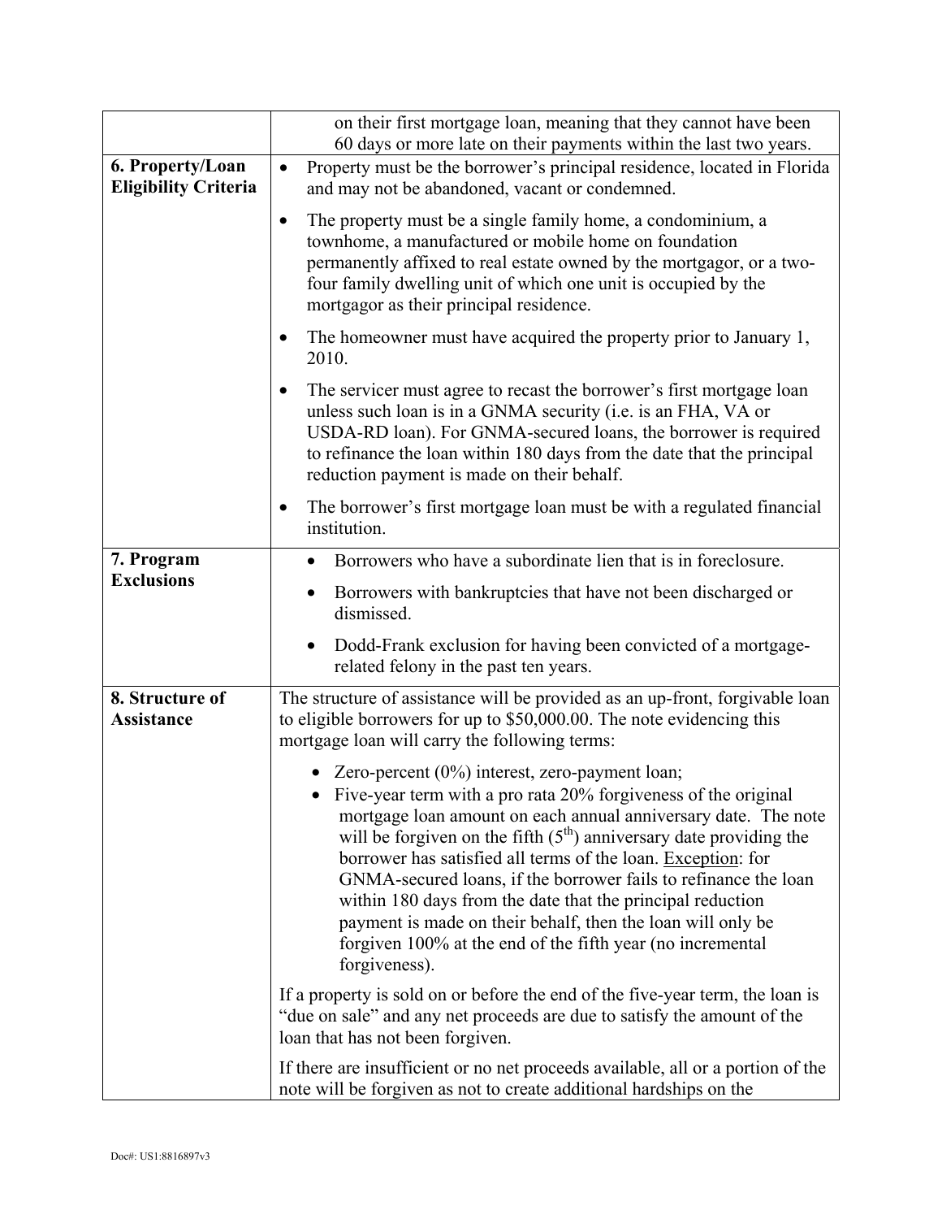| | |
|---|---|
| | on their first mortgage loan, meaning that they cannot have been 60 days or more late on their payments within the last two years. |
| **6. Property/Loan Eligibility Criteria** | • Property must be the borrower's principal residence, located in Florida and may not be abandoned, vacant or condemned.<br><br>• The property must be a single family home, a condominium, a townhome, a manufactured or mobile home on foundation permanently affixed to real estate owned by the mortgagor, or a two-four family dwelling unit of which one unit is occupied by the mortgagor as their principal residence.<br><br>• The homeowner must have acquired the property prior to January 1, 2010.<br><br>• The servicer must agree to recast the borrower's first mortgage loan unless such loan is in a GNMA security (i.e. is an FHA, VA or USDA-RD loan). For GNMA-secured loans, the borrower is required to refinance the loan within 180 days from the date that the principal reduction payment is made on their behalf.<br><br>• The borrower's first mortgage loan must be with a regulated financial institution. |
| **7. Program Exclusions** | • Borrowers who have a subordinate lien that is in foreclosure.<br><br>• Borrowers with bankruptcies that have not been discharged or dismissed.<br><br>• Dodd-Frank exclusion for having been convicted of a mortgage-related felony in the past ten years. |
| **8. Structure of Assistance** | The structure of assistance will be provided as an up-front, forgivable loan to eligible borrowers for up to $50,000.00. The note evidencing this mortgage loan will carry the following terms:<br><br>• Zero-percent (0%) interest, zero-payment loan;<br>• Five-year term with a pro rata 20% forgiveness of the original mortgage loan amount on each annual anniversary date. The note will be forgiven on the fifth (5th) anniversary date providing the borrower has satisfied all terms of the loan. <u>Exception</u>: for GNMA-secured loans, if the borrower fails to refinance the loan within 180 days from the date that the principal reduction payment is made on their behalf, then the loan will only be forgiven 100% at the end of the fifth year (no incremental forgiveness).<br><br>If a property is sold on or before the end of the five-year term, the loan is "due on sale" and any net proceeds are due to satisfy the amount of the loan that has not been forgiven.<br><br>If there are insufficient or no net proceeds available, all or a portion of the note will be forgiven as not to create additional hardships on the |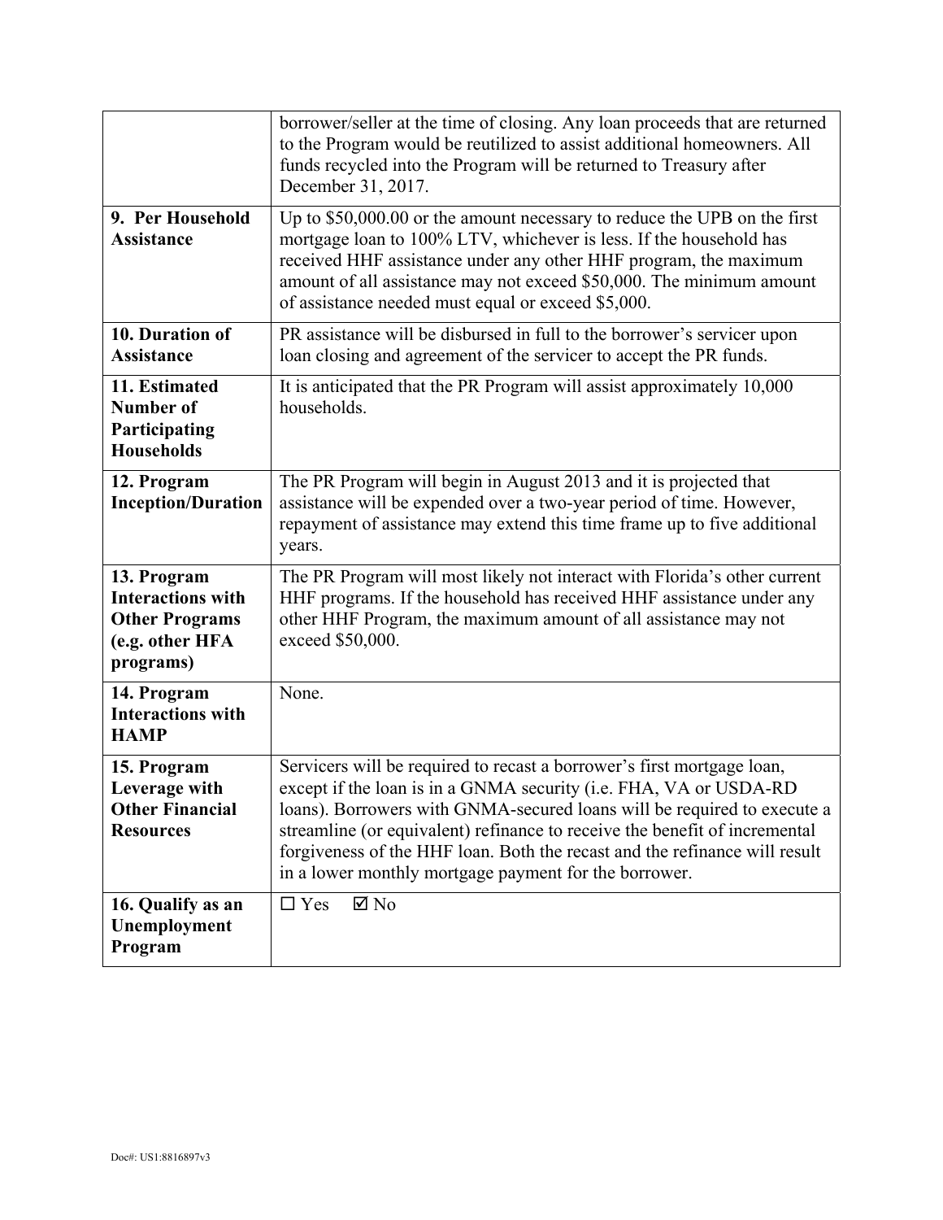| | |
|---|---|
| | borrower/seller at the time of closing. Any loan proceeds that are returned to the Program would be reutilized to assist additional homeowners. All funds recycled into the Program will be returned to Treasury after December 31, 2017. |
| **9. Per Household Assistance** | Up to \$50,000.00 or the amount necessary to reduce the UPB on the first mortgage loan to 100% LTV, whichever is less. If the household has received HHF assistance under any other HHF program, the maximum amount of all assistance may not exceed \$50,000. The minimum amount of assistance needed must equal or exceed \$5,000. |
| **10. Duration of Assistance** | PR assistance will be disbursed in full to the borrower's servicer upon loan closing and agreement of the servicer to accept the PR funds. |
| **11. Estimated Number of Participating Households** | It is anticipated that the PR Program will assist approximately 10,000 households. |
| **12. Program Inception/Duration** | The PR Program will begin in August 2013 and it is projected that assistance will be expended over a two-year period of time. However, repayment of assistance may extend this time frame up to five additional years. |
| **13. Program Interactions with Other Programs (e.g. other HFA programs)** | The PR Program will most likely not interact with Florida's other current HHF programs. If the household has received HHF assistance under any other HHF Program, the maximum amount of all assistance may not exceed \$50,000. |
| **14. Program Interactions with HAMP** | None. |
| **15. Program Leverage with Other Financial Resources** | Servicers will be required to recast a borrower's first mortgage loan, except if the loan is in a GNMA security (i.e. FHA, VA or USDA-RD loans). Borrowers with GNMA-secured loans will be required to execute a streamline (or equivalent) refinance to receive the benefit of incremental forgiveness of the HHF loan. Both the recast and the refinance will result in a lower monthly mortgage payment for the borrower. |
| **16. Qualify as an Unemployment Program** | ☐ Yes ☑ No |

Doc#: US1:8816897v3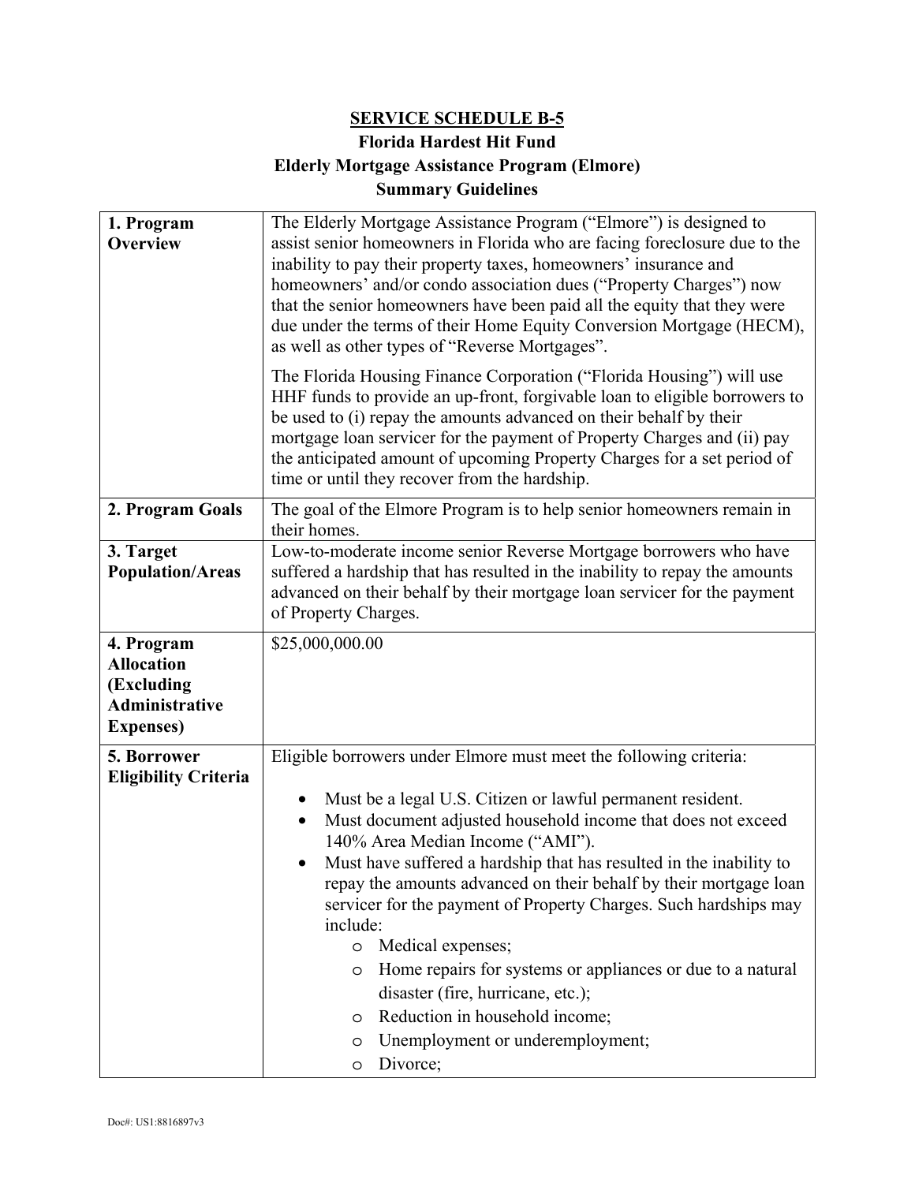**SERVICE SCHEDULE B-5**

**Florida Hardest Hit Fund**

**Elderly Mortgage Assistance Program (Elmore)**

**Summary Guidelines**

| | |
|---|---|
| **1. Program Overview** | The Elderly Mortgage Assistance Program ("Elmore") is designed to assist senior homeowners in Florida who are facing foreclosure due to the inability to pay their property taxes, homeowners' insurance and homeowners' and/or condo association dues ("Property Charges") now that the senior homeowners have been paid all the equity that they were due under the terms of their Home Equity Conversion Mortgage (HECM), as well as other types of "Reverse Mortgages".<br><br>The Florida Housing Finance Corporation ("Florida Housing") will use HHF funds to provide an up-front, forgivable loan to eligible borrowers to be used to (i) repay the amounts advanced on their behalf by their mortgage loan servicer for the payment of Property Charges and (ii) pay the anticipated amount of upcoming Property Charges for a set period of time or until they recover from the hardship. |
| **2. Program Goals** | The goal of the Elmore Program is to help senior homeowners remain in their homes. |
| **3. Target Population/Areas** | Low-to-moderate income senior Reverse Mortgage borrowers who have suffered a hardship that has resulted in the inability to repay the amounts advanced on their behalf by their mortgage loan servicer for the payment of Property Charges. |
| **4. Program Allocation (Excluding Administrative Expenses)** | $25,000,000.00 |
| **5. Borrower Eligibility Criteria** | Eligible borrowers under Elmore must meet the following criteria:<br><br>• Must be a legal U.S. Citizen or lawful permanent resident.<br>• Must document adjusted household income that does not exceed 140% Area Median Income ("AMI").<br>• Must have suffered a hardship that has resulted in the inability to repay the amounts advanced on their behalf by their mortgage loan servicer for the payment of Property Charges. Such hardships may include:<br>&nbsp;&nbsp;&nbsp;&nbsp;o Medical expenses;<br>&nbsp;&nbsp;&nbsp;&nbsp;o Home repairs for systems or appliances or due to a natural disaster (fire, hurricane, etc.);<br>&nbsp;&nbsp;&nbsp;&nbsp;o Reduction in household income;<br>&nbsp;&nbsp;&nbsp;&nbsp;o Unemployment or underemployment;<br>&nbsp;&nbsp;&nbsp;&nbsp;o Divorce; |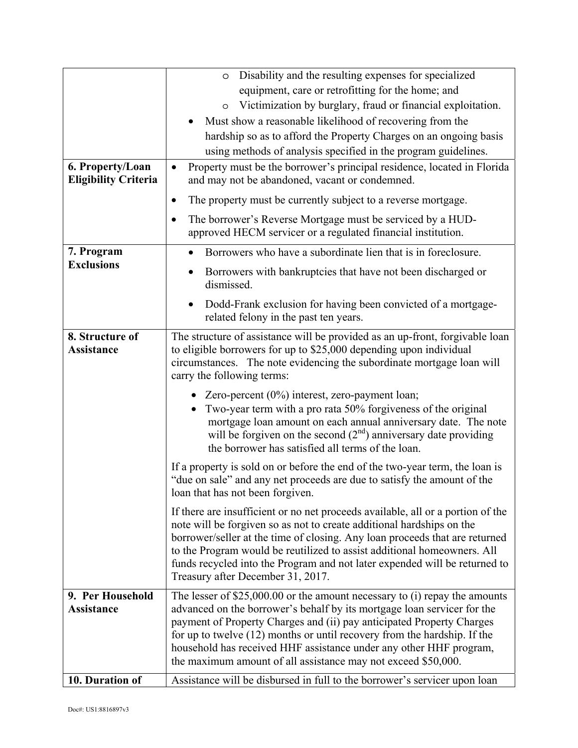| | |
|---|---|
| | ◦ Disability and the resulting expenses for specialized equipment, care or retrofitting for the home; and<br>◦ Victimization by burglary, fraud or financial exploitation.<br>• Must show a reasonable likelihood of recovering from the hardship so as to afford the Property Charges on an ongoing basis using methods of analysis specified in the program guidelines. |
| **6. Property/Loan Eligibility Criteria** | • Property must be the borrower's principal residence, located in Florida and may not be abandoned, vacant or condemned.<br>• The property must be currently subject to a reverse mortgage.<br>• The borrower's Reverse Mortgage must be serviced by a HUD-approved HECM servicer or a regulated financial institution. |
| **7. Program Exclusions** | • Borrowers who have a subordinate lien that is in foreclosure.<br>• Borrowers with bankruptcies that have not been discharged or dismissed.<br>• Dodd-Frank exclusion for having been convicted of a mortgage-related felony in the past ten years. |
| **8. Structure of Assistance** | The structure of assistance will be provided as an up-front, forgivable loan to eligible borrowers for up to $25,000 depending upon individual circumstances. The note evidencing the subordinate mortgage loan will carry the following terms:<br>• Zero-percent (0%) interest, zero-payment loan;<br>• Two-year term with a pro rata 50% forgiveness of the original mortgage loan amount on each annual anniversary date. The note will be forgiven on the second (2nd) anniversary date providing the borrower has satisfied all terms of the loan.<br><br>If a property is sold on or before the end of the two-year term, the loan is "due on sale" and any net proceeds are due to satisfy the amount of the loan that has not been forgiven.<br><br>If there are insufficient or no net proceeds available, all or a portion of the note will be forgiven so as not to create additional hardships on the borrower/seller at the time of closing. Any loan proceeds that are returned to the Program would be reutilized to assist additional homeowners. All funds recycled into the Program and not later expended will be returned to Treasury after December 31, 2017. |
| **9. Per Household Assistance** | The lesser of $25,000.00 or the amount necessary to (i) repay the amounts advanced on the borrower's behalf by its mortgage loan servicer for the payment of Property Charges and (ii) pay anticipated Property Charges for up to twelve (12) months or until recovery from the hardship. If the household has received HHF assistance under any other HHF program, the maximum amount of all assistance may not exceed $50,000. |
| **10. Duration of** | Assistance will be disbursed in full to the borrower's servicer upon loan |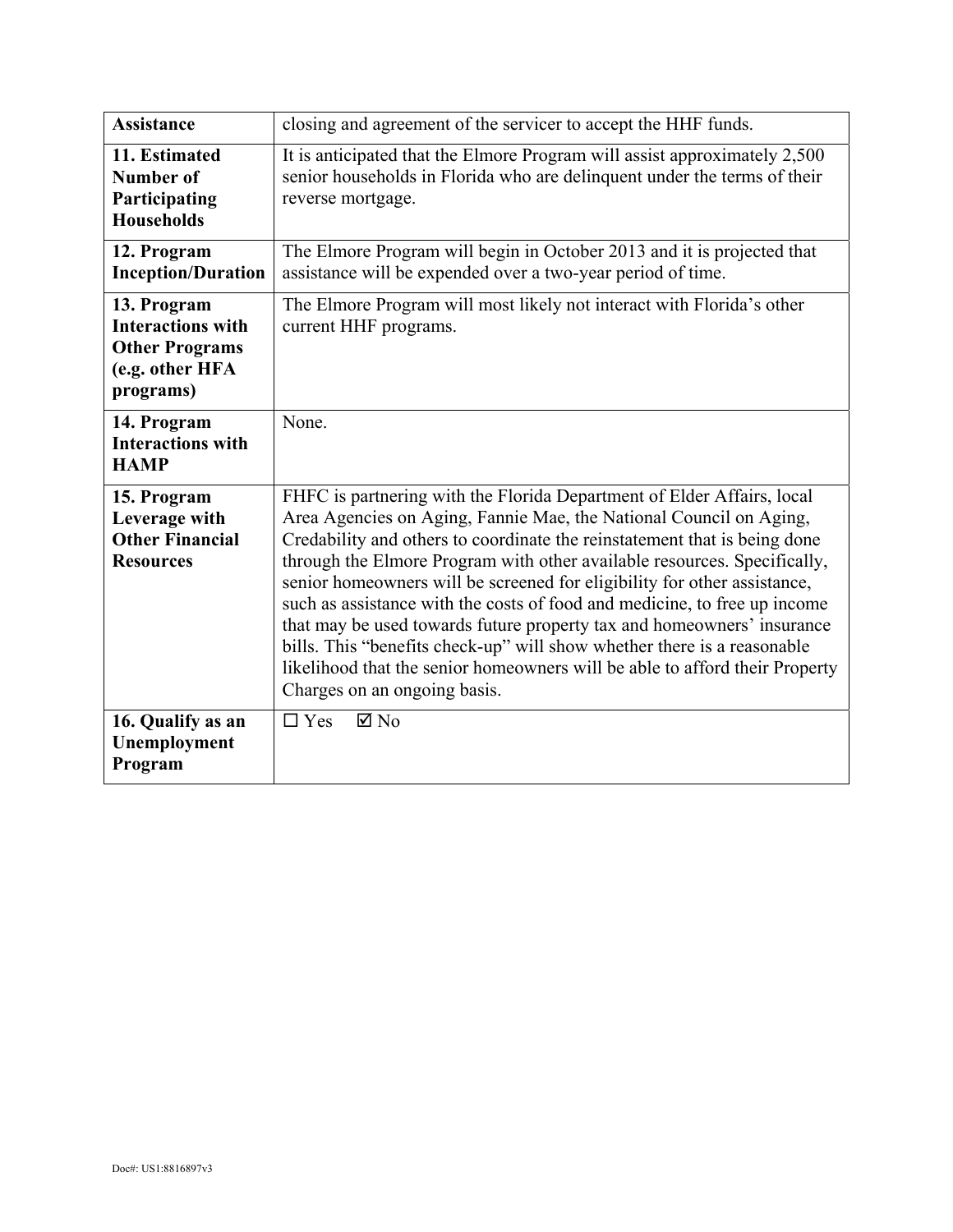| | |
|---|---|
| **Assistance** | closing and agreement of the servicer to accept the HHF funds. |
| **11. Estimated Number of Participating Households** | It is anticipated that the Elmore Program will assist approximately 2,500 senior households in Florida who are delinquent under the terms of their reverse mortgage. |
| **12. Program Inception/Duration** | The Elmore Program will begin in October 2013 and it is projected that assistance will be expended over a two-year period of time. |
| **13. Program Interactions with Other Programs (e.g. other HFA programs)** | The Elmore Program will most likely not interact with Florida's other current HHF programs. |
| **14. Program Interactions with HAMP** | None. |
| **15. Program Leverage with Other Financial Resources** | FHFC is partnering with the Florida Department of Elder Affairs, local Area Agencies on Aging, Fannie Mae, the National Council on Aging, Credability and others to coordinate the reinstatement that is being done through the Elmore Program with other available resources. Specifically, senior homeowners will be screened for eligibility for other assistance, such as assistance with the costs of food and medicine, to free up income that may be used towards future property tax and homeowners' insurance bills. This "benefits check-up" will show whether there is a reasonable likelihood that the senior homeowners will be able to afford their Property Charges on an ongoing basis. |
| **16. Qualify as an Unemployment Program** | ☐ Yes ☑ No |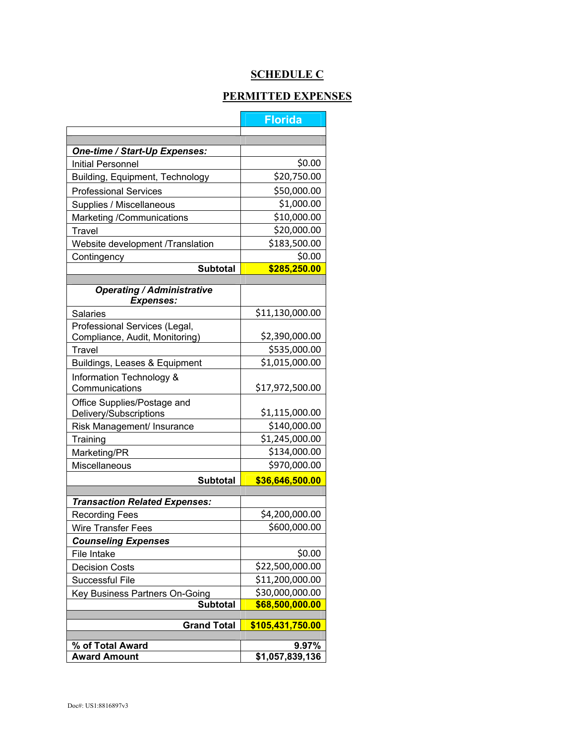## SCHEDULE C

## PERMITTED EXPENSES

| | Florida |
|---|---|
| ***One-time / Start-Up Expenses:*** | |
| Initial Personnel | $0.00 |
| Building, Equipment, Technology | $20,750.00 |
| Professional Services | $50,000.00 |
| Supplies / Miscellaneous | $1,000.00 |
| Marketing /Communications | $10,000.00 |
| Travel | $20,000.00 |
| Website development /Translation | $183,500.00 |
| Contingency | $0.00 |
| **Subtotal** | **$285,250.00** |
| ***Operating / Administrative Expenses:*** | |
| Salaries | $11,130,000.00 |
| Professional Services (Legal, Compliance, Audit, Monitoring) | $2,390,000.00 |
| Travel | $535,000.00 |
| Buildings, Leases & Equipment | $1,015,000.00 |
| Information Technology & Communications | $17,972,500.00 |
| Office Supplies/Postage and Delivery/Subscriptions | $1,115,000.00 |
| Risk Management/ Insurance | $140,000.00 |
| Training | $1,245,000.00 |
| Marketing/PR | $134,000.00 |
| Miscellaneous | $970,000.00 |
| **Subtotal** | **$36,646,500.00** |
| ***Transaction Related Expenses:*** | |
| Recording Fees | $4,200,000.00 |
| Wire Transfer Fees | $600,000.00 |
| ***Counseling Expenses*** | |
| File Intake | $0.00 |
| Decision Costs | $22,500,000.00 |
| Successful File | $11,200,000.00 |
| Key Business Partners On-Going | $30,000,000.00 |
| **Subtotal** | **$68,500,000.00** |
| **Grand Total** | **$105,431,750.00** |
| **% of Total Award** | **9.97%** |
| **Award Amount** | **$1,057,839,136** |

Doc#: US1:8816897v3